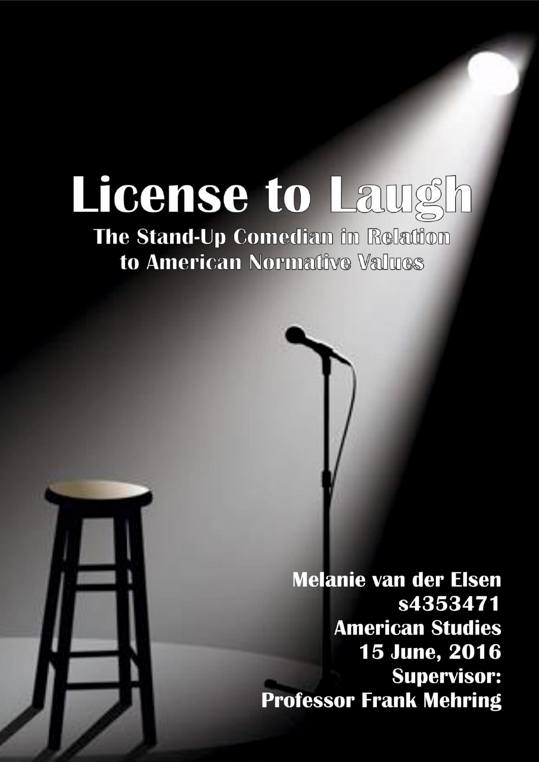# License to Laugh

## The Stand-Up Comedian in Relation to American Normative Values

**Melanie van der Elsen**
**s4353471**
**American Studies**
**15 June, 2016**
**Supervisor:**
**Professor Frank Mehring**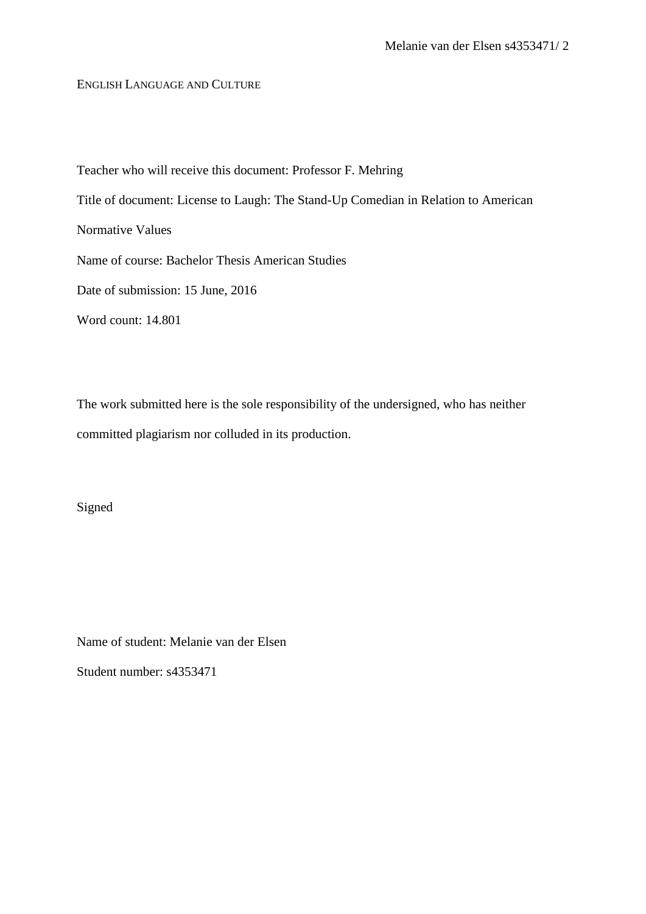ENGLISH LANGUAGE AND CULTURE

Teacher who will receive this document: Professor F. Mehring

Title of document: License to Laugh: The Stand-Up Comedian in Relation to American Normative Values

Name of course: Bachelor Thesis American Studies

Date of submission: 15 June, 2016

Word count: 14.801

The work submitted here is the sole responsibility of the undersigned, who has neither committed plagiarism nor colluded in its production.

Signed

Name of student: Melanie van der Elsen

Student number: s4353471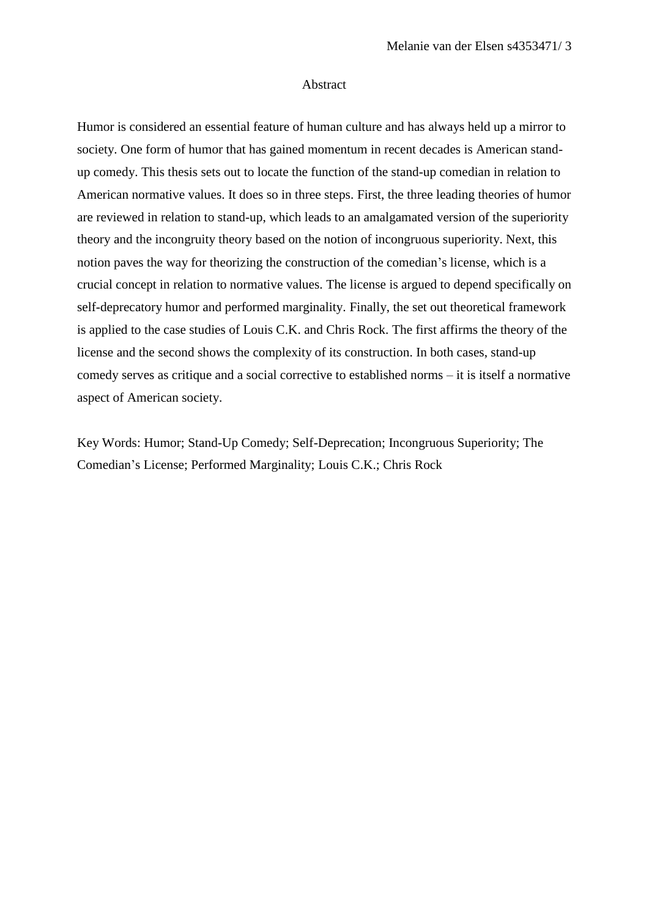# Abstract

Humor is considered an essential feature of human culture and has always held up a mirror to society. One form of humor that has gained momentum in recent decades is American stand-up comedy. This thesis sets out to locate the function of the stand-up comedian in relation to American normative values. It does so in three steps. First, the three leading theories of humor are reviewed in relation to stand-up, which leads to an amalgamated version of the superiority theory and the incongruity theory based on the notion of incongruous superiority. Next, this notion paves the way for theorizing the construction of the comedian's license, which is a crucial concept in relation to normative values. The license is argued to depend specifically on self-deprecatory humor and performed marginality. Finally, the set out theoretical framework is applied to the case studies of Louis C.K. and Chris Rock. The first affirms the theory of the license and the second shows the complexity of its construction. In both cases, stand-up comedy serves as critique and a social corrective to established norms – it is itself a normative aspect of American society.

Key Words: Humor; Stand-Up Comedy; Self-Deprecation; Incongruous Superiority; The Comedian's License; Performed Marginality; Louis C.K.; Chris Rock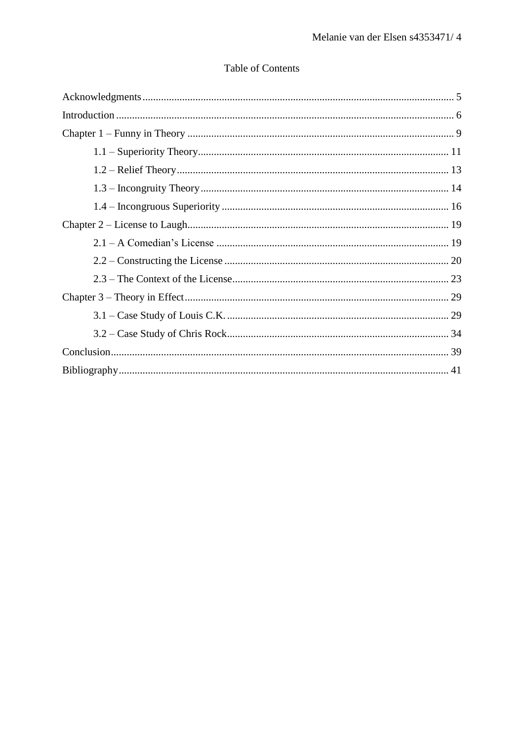# Table of Contents

Acknowledgments ..... 5

Introduction ..... 6

Chapter 1 – Funny in Theory ..... 9

- 1.1 – Superiority Theory ..... 11
- 1.2 – Relief Theory ..... 13
- 1.3 – Incongruity Theory ..... 14
- 1.4 – Incongruous Superiority ..... 16

Chapter 2 – License to Laugh ..... 19

- 2.1 – A Comedian's License ..... 19
- 2.2 – Constructing the License ..... 20
- 2.3 – The Context of the License ..... 23

Chapter 3 – Theory in Effect ..... 29

- 3.1 – Case Study of Louis C.K. ..... 29
- 3.2 – Case Study of Chris Rock ..... 34

Conclusion ..... 39

Bibliography ..... 41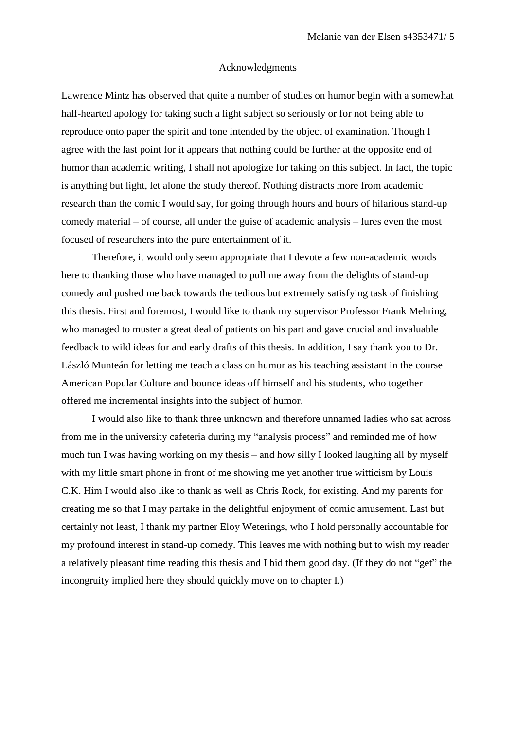# Acknowledgments

Lawrence Mintz has observed that quite a number of studies on humor begin with a somewhat half-hearted apology for taking such a light subject so seriously or for not being able to reproduce onto paper the spirit and tone intended by the object of examination. Though I agree with the last point for it appears that nothing could be further at the opposite end of humor than academic writing, I shall not apologize for taking on this subject. In fact, the topic is anything but light, let alone the study thereof. Nothing distracts more from academic research than the comic I would say, for going through hours and hours of hilarious stand-up comedy material – of course, all under the guise of academic analysis – lures even the most focused of researchers into the pure entertainment of it.

Therefore, it would only seem appropriate that I devote a few non-academic words here to thanking those who have managed to pull me away from the delights of stand-up comedy and pushed me back towards the tedious but extremely satisfying task of finishing this thesis. First and foremost, I would like to thank my supervisor Professor Frank Mehring, who managed to muster a great deal of patients on his part and gave crucial and invaluable feedback to wild ideas for and early drafts of this thesis. In addition, I say thank you to Dr. László Munteán for letting me teach a class on humor as his teaching assistant in the course American Popular Culture and bounce ideas off himself and his students, who together offered me incremental insights into the subject of humor.

I would also like to thank three unknown and therefore unnamed ladies who sat across from me in the university cafeteria during my "analysis process" and reminded me of how much fun I was having working on my thesis – and how silly I looked laughing all by myself with my little smart phone in front of me showing me yet another true witticism by Louis C.K. Him I would also like to thank as well as Chris Rock, for existing. And my parents for creating me so that I may partake in the delightful enjoyment of comic amusement. Last but certainly not least, I thank my partner Eloy Weterings, who I hold personally accountable for my profound interest in stand-up comedy. This leaves me with nothing but to wish my reader a relatively pleasant time reading this thesis and I bid them good day. (If they do not "get" the incongruity implied here they should quickly move on to chapter I.)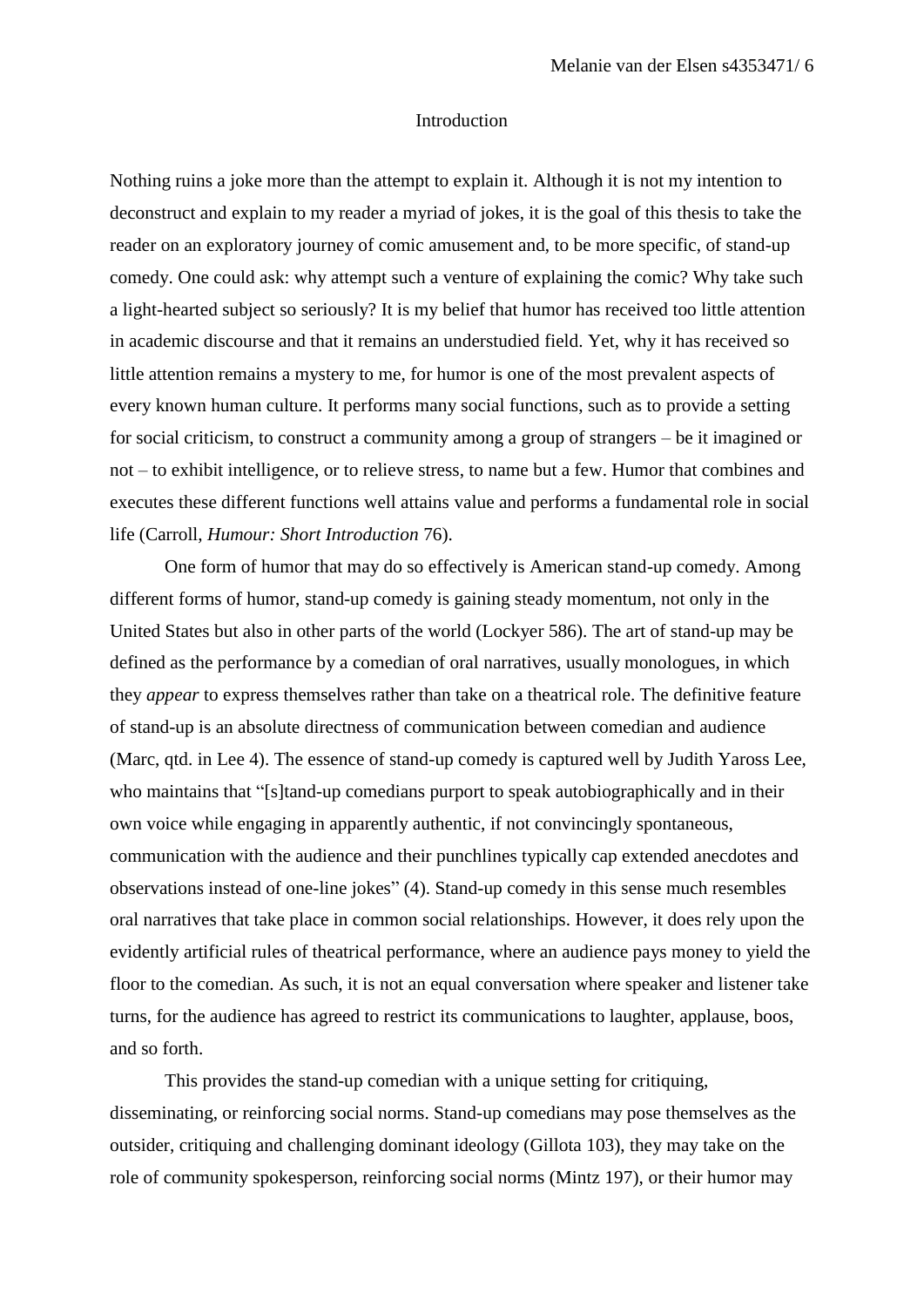# Introduction

Nothing ruins a joke more than the attempt to explain it. Although it is not my intention to deconstruct and explain to my reader a myriad of jokes, it is the goal of this thesis to take the reader on an exploratory journey of comic amusement and, to be more specific, of stand-up comedy. One could ask: why attempt such a venture of explaining the comic? Why take such a light-hearted subject so seriously? It is my belief that humor has received too little attention in academic discourse and that it remains an understudied field. Yet, why it has received so little attention remains a mystery to me, for humor is one of the most prevalent aspects of every known human culture. It performs many social functions, such as to provide a setting for social criticism, to construct a community among a group of strangers – be it imagined or not – to exhibit intelligence, or to relieve stress, to name but a few. Humor that combines and executes these different functions well attains value and performs a fundamental role in social life (Carroll, *Humour: Short Introduction* 76).

One form of humor that may do so effectively is American stand-up comedy. Among different forms of humor, stand-up comedy is gaining steady momentum, not only in the United States but also in other parts of the world (Lockyer 586). The art of stand-up may be defined as the performance by a comedian of oral narratives, usually monologues, in which they *appear* to express themselves rather than take on a theatrical role. The definitive feature of stand-up is an absolute directness of communication between comedian and audience (Marc, qtd. in Lee 4). The essence of stand-up comedy is captured well by Judith Yaross Lee, who maintains that "[s]tand-up comedians purport to speak autobiographically and in their own voice while engaging in apparently authentic, if not convincingly spontaneous, communication with the audience and their punchlines typically cap extended anecdotes and observations instead of one-line jokes" (4). Stand-up comedy in this sense much resembles oral narratives that take place in common social relationships. However, it does rely upon the evidently artificial rules of theatrical performance, where an audience pays money to yield the floor to the comedian. As such, it is not an equal conversation where speaker and listener take turns, for the audience has agreed to restrict its communications to laughter, applause, boos, and so forth.

This provides the stand-up comedian with a unique setting for critiquing, disseminating, or reinforcing social norms. Stand-up comedians may pose themselves as the outsider, critiquing and challenging dominant ideology (Gillota 103), they may take on the role of community spokesperson, reinforcing social norms (Mintz 197), or their humor may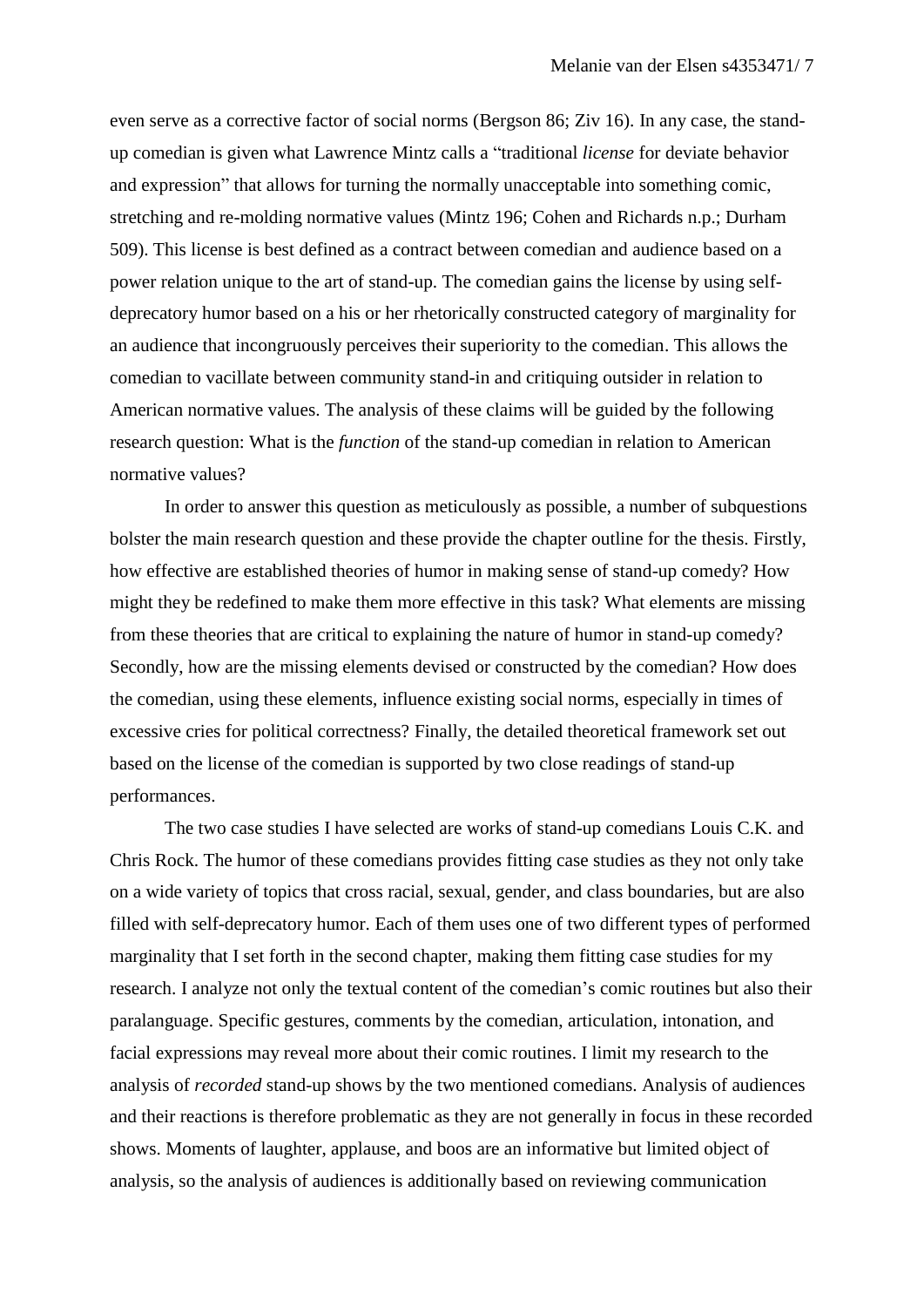even serve as a corrective factor of social norms (Bergson 86; Ziv 16). In any case, the stand-up comedian is given what Lawrence Mintz calls a "traditional *license* for deviate behavior and expression" that allows for turning the normally unacceptable into something comic, stretching and re-molding normative values (Mintz 196; Cohen and Richards n.p.; Durham 509). This license is best defined as a contract between comedian and audience based on a power relation unique to the art of stand-up. The comedian gains the license by using self-deprecatory humor based on a his or her rhetorically constructed category of marginality for an audience that incongruously perceives their superiority to the comedian. This allows the comedian to vacillate between community stand-in and critiquing outsider in relation to American normative values. The analysis of these claims will be guided by the following research question: What is the *function* of the stand-up comedian in relation to American normative values?

In order to answer this question as meticulously as possible, a number of subquestions bolster the main research question and these provide the chapter outline for the thesis. Firstly, how effective are established theories of humor in making sense of stand-up comedy? How might they be redefined to make them more effective in this task? What elements are missing from these theories that are critical to explaining the nature of humor in stand-up comedy? Secondly, how are the missing elements devised or constructed by the comedian? How does the comedian, using these elements, influence existing social norms, especially in times of excessive cries for political correctness? Finally, the detailed theoretical framework set out based on the license of the comedian is supported by two close readings of stand-up performances.

The two case studies I have selected are works of stand-up comedians Louis C.K. and Chris Rock. The humor of these comedians provides fitting case studies as they not only take on a wide variety of topics that cross racial, sexual, gender, and class boundaries, but are also filled with self-deprecatory humor. Each of them uses one of two different types of performed marginality that I set forth in the second chapter, making them fitting case studies for my research. I analyze not only the textual content of the comedian's comic routines but also their paralanguage. Specific gestures, comments by the comedian, articulation, intonation, and facial expressions may reveal more about their comic routines. I limit my research to the analysis of *recorded* stand-up shows by the two mentioned comedians. Analysis of audiences and their reactions is therefore problematic as they are not generally in focus in these recorded shows. Moments of laughter, applause, and boos are an informative but limited object of analysis, so the analysis of audiences is additionally based on reviewing communication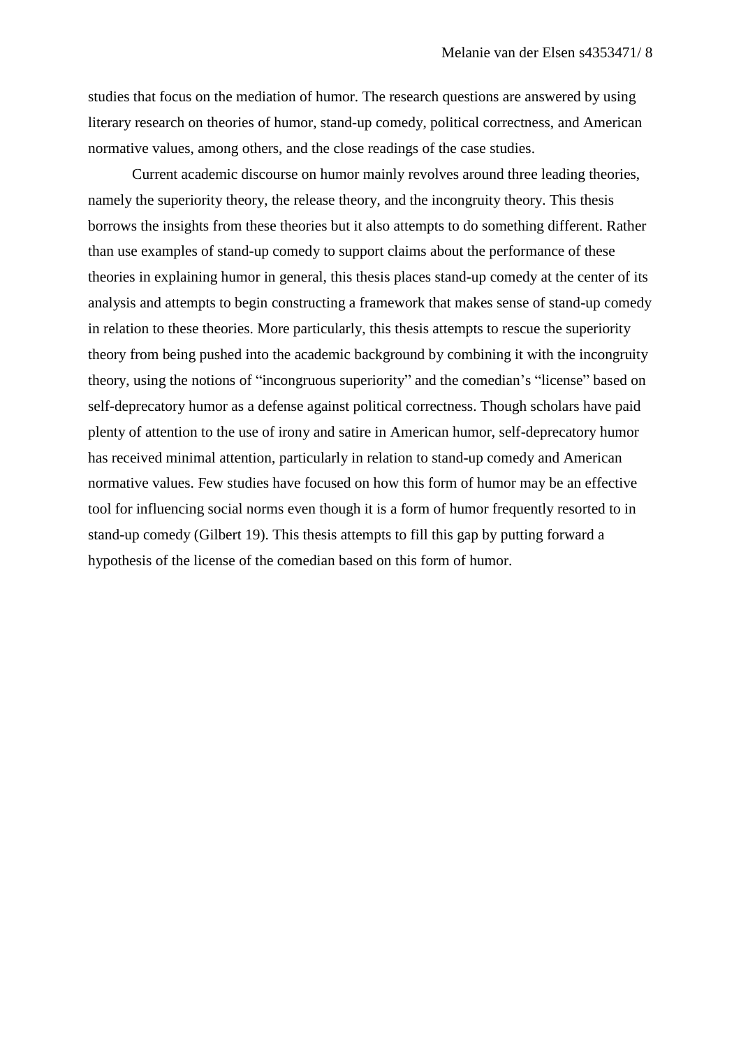studies that focus on the mediation of humor. The research questions are answered by using literary research on theories of humor, stand-up comedy, political correctness, and American normative values, among others, and the close readings of the case studies.

Current academic discourse on humor mainly revolves around three leading theories, namely the superiority theory, the release theory, and the incongruity theory. This thesis borrows the insights from these theories but it also attempts to do something different. Rather than use examples of stand-up comedy to support claims about the performance of these theories in explaining humor in general, this thesis places stand-up comedy at the center of its analysis and attempts to begin constructing a framework that makes sense of stand-up comedy in relation to these theories. More particularly, this thesis attempts to rescue the superiority theory from being pushed into the academic background by combining it with the incongruity theory, using the notions of "incongruous superiority" and the comedian's "license" based on self-deprecatory humor as a defense against political correctness. Though scholars have paid plenty of attention to the use of irony and satire in American humor, self-deprecatory humor has received minimal attention, particularly in relation to stand-up comedy and American normative values. Few studies have focused on how this form of humor may be an effective tool for influencing social norms even though it is a form of humor frequently resorted to in stand-up comedy (Gilbert 19). This thesis attempts to fill this gap by putting forward a hypothesis of the license of the comedian based on this form of humor.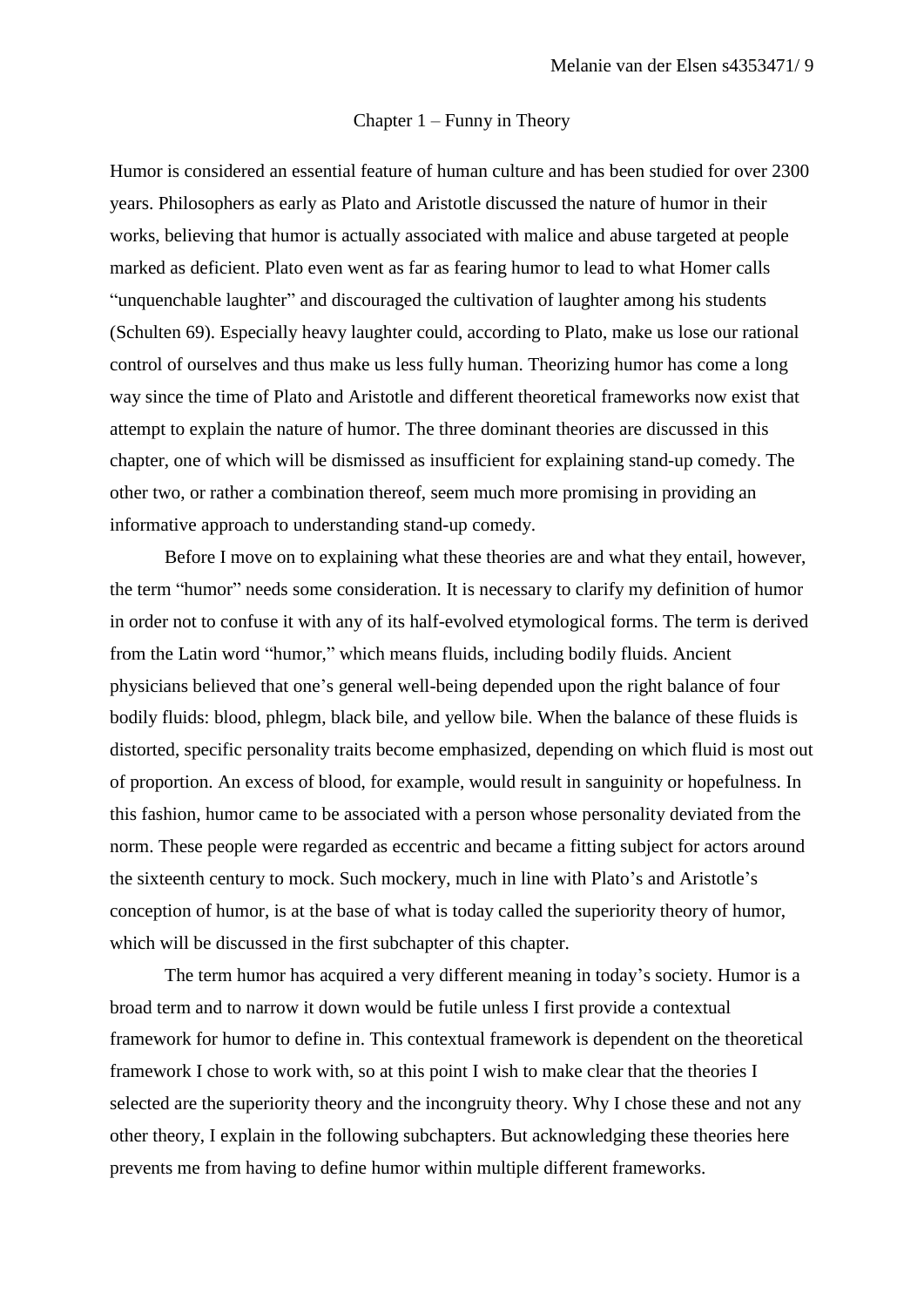# Chapter 1 – Funny in Theory

Humor is considered an essential feature of human culture and has been studied for over 2300 years. Philosophers as early as Plato and Aristotle discussed the nature of humor in their works, believing that humor is actually associated with malice and abuse targeted at people marked as deficient. Plato even went as far as fearing humor to lead to what Homer calls "unquenchable laughter" and discouraged the cultivation of laughter among his students (Schulten 69). Especially heavy laughter could, according to Plato, make us lose our rational control of ourselves and thus make us less fully human. Theorizing humor has come a long way since the time of Plato and Aristotle and different theoretical frameworks now exist that attempt to explain the nature of humor. The three dominant theories are discussed in this chapter, one of which will be dismissed as insufficient for explaining stand-up comedy. The other two, or rather a combination thereof, seem much more promising in providing an informative approach to understanding stand-up comedy.

Before I move on to explaining what these theories are and what they entail, however, the term "humor" needs some consideration. It is necessary to clarify my definition of humor in order not to confuse it with any of its half-evolved etymological forms. The term is derived from the Latin word "humor," which means fluids, including bodily fluids. Ancient physicians believed that one's general well-being depended upon the right balance of four bodily fluids: blood, phlegm, black bile, and yellow bile. When the balance of these fluids is distorted, specific personality traits become emphasized, depending on which fluid is most out of proportion. An excess of blood, for example, would result in sanguinity or hopefulness. In this fashion, humor came to be associated with a person whose personality deviated from the norm. These people were regarded as eccentric and became a fitting subject for actors around the sixteenth century to mock. Such mockery, much in line with Plato's and Aristotle's conception of humor, is at the base of what is today called the superiority theory of humor, which will be discussed in the first subchapter of this chapter.

The term humor has acquired a very different meaning in today's society. Humor is a broad term and to narrow it down would be futile unless I first provide a contextual framework for humor to define in. This contextual framework is dependent on the theoretical framework I chose to work with, so at this point I wish to make clear that the theories I selected are the superiority theory and the incongruity theory. Why I chose these and not any other theory, I explain in the following subchapters. But acknowledging these theories here prevents me from having to define humor within multiple different frameworks.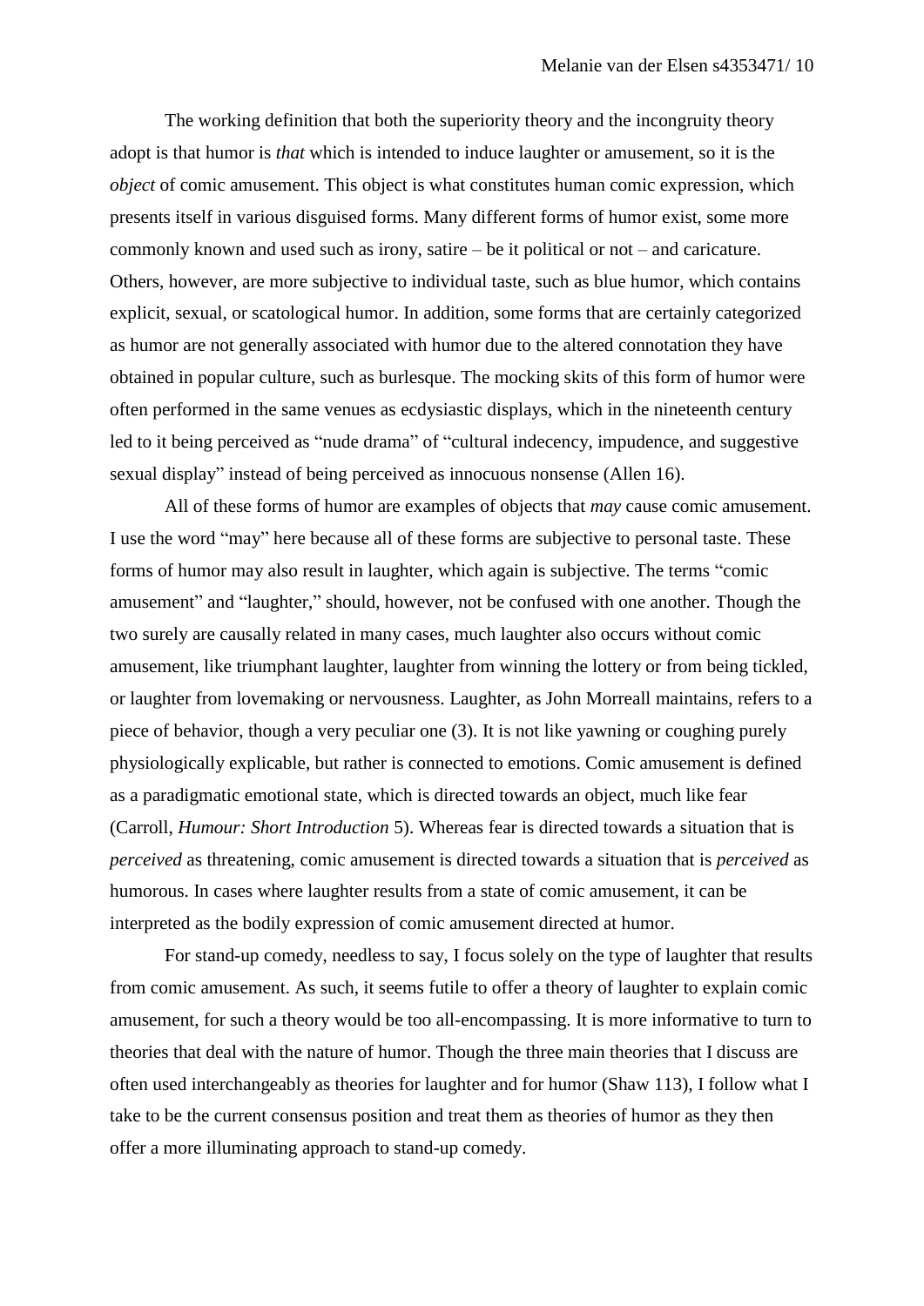The working definition that both the superiority theory and the incongruity theory adopt is that humor is *that* which is intended to induce laughter or amusement, so it is the *object* of comic amusement. This object is what constitutes human comic expression, which presents itself in various disguised forms. Many different forms of humor exist, some more commonly known and used such as irony, satire – be it political or not – and caricature. Others, however, are more subjective to individual taste, such as blue humor, which contains explicit, sexual, or scatological humor. In addition, some forms that are certainly categorized as humor are not generally associated with humor due to the altered connotation they have obtained in popular culture, such as burlesque. The mocking skits of this form of humor were often performed in the same venues as ecdysiastic displays, which in the nineteenth century led to it being perceived as "nude drama" of "cultural indecency, impudence, and suggestive sexual display" instead of being perceived as innocuous nonsense (Allen 16).

All of these forms of humor are examples of objects that *may* cause comic amusement. I use the word "may" here because all of these forms are subjective to personal taste. These forms of humor may also result in laughter, which again is subjective. The terms "comic amusement" and "laughter," should, however, not be confused with one another. Though the two surely are causally related in many cases, much laughter also occurs without comic amusement, like triumphant laughter, laughter from winning the lottery or from being tickled, or laughter from lovemaking or nervousness. Laughter, as John Morreall maintains, refers to a piece of behavior, though a very peculiar one (3). It is not like yawning or coughing purely physiologically explicable, but rather is connected to emotions. Comic amusement is defined as a paradigmatic emotional state, which is directed towards an object, much like fear (Carroll, *Humour: Short Introduction* 5). Whereas fear is directed towards a situation that is *perceived* as threatening, comic amusement is directed towards a situation that is *perceived* as humorous. In cases where laughter results from a state of comic amusement, it can be interpreted as the bodily expression of comic amusement directed at humor.

For stand-up comedy, needless to say, I focus solely on the type of laughter that results from comic amusement. As such, it seems futile to offer a theory of laughter to explain comic amusement, for such a theory would be too all-encompassing. It is more informative to turn to theories that deal with the nature of humor. Though the three main theories that I discuss are often used interchangeably as theories for laughter and for humor (Shaw 113), I follow what I take to be the current consensus position and treat them as theories of humor as they then offer a more illuminating approach to stand-up comedy.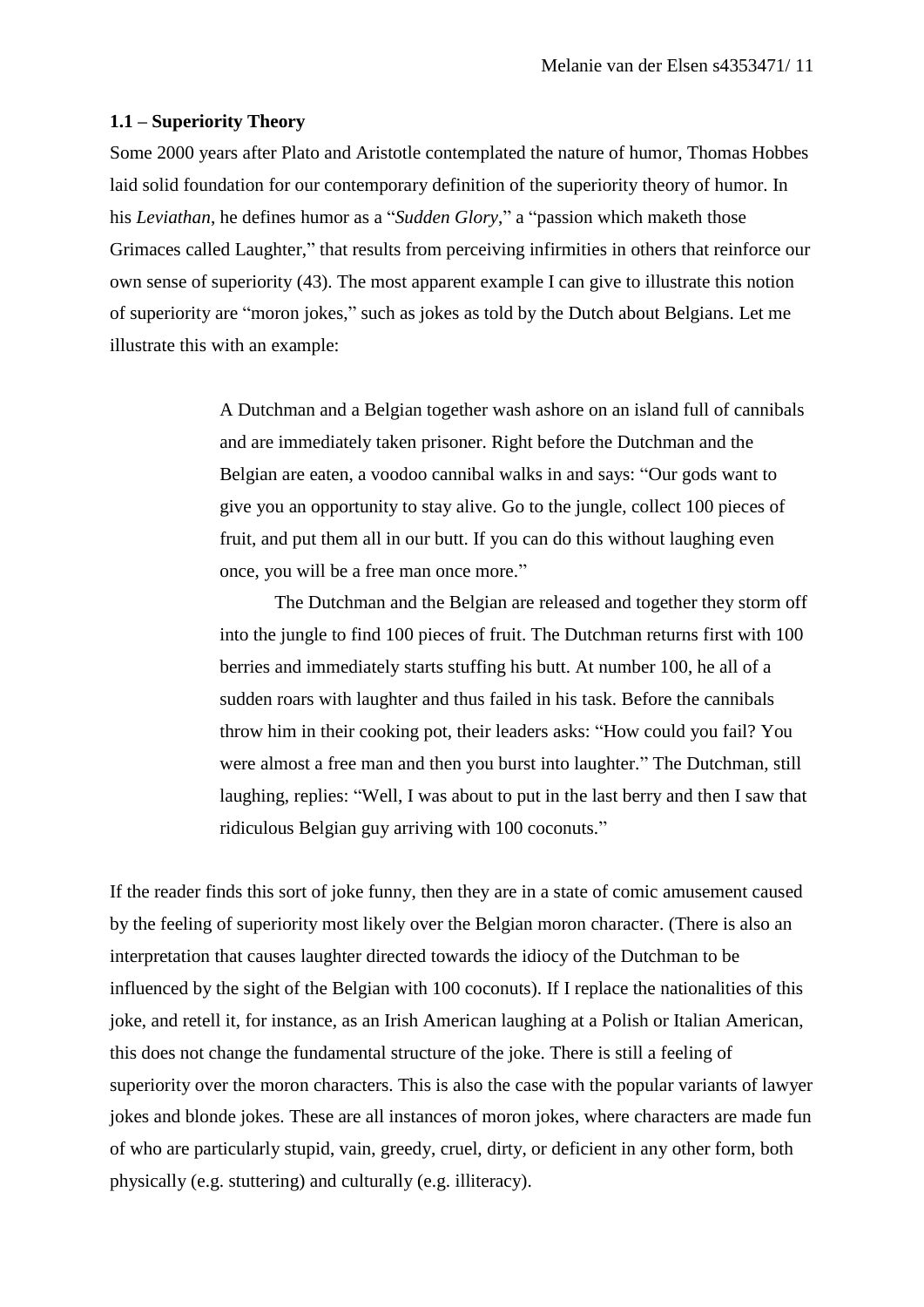### 1.1 – Superiority Theory

Some 2000 years after Plato and Aristotle contemplated the nature of humor, Thomas Hobbes laid solid foundation for our contemporary definition of the superiority theory of humor. In his *Leviathan*, he defines humor as a "*Sudden Glory*," a "passion which maketh those Grimaces called Laughter," that results from perceiving infirmities in others that reinforce our own sense of superiority (43). The most apparent example I can give to illustrate this notion of superiority are "moron jokes," such as jokes as told by the Dutch about Belgians. Let me illustrate this with an example:

> A Dutchman and a Belgian together wash ashore on an island full of cannibals and are immediately taken prisoner. Right before the Dutchman and the Belgian are eaten, a voodoo cannibal walks in and says: "Our gods want to give you an opportunity to stay alive. Go to the jungle, collect 100 pieces of fruit, and put them all in our butt. If you can do this without laughing even once, you will be a free man once more."
>
> The Dutchman and the Belgian are released and together they storm off into the jungle to find 100 pieces of fruit. The Dutchman returns first with 100 berries and immediately starts stuffing his butt. At number 100, he all of a sudden roars with laughter and thus failed in his task. Before the cannibals throw him in their cooking pot, their leaders asks: "How could you fail? You were almost a free man and then you burst into laughter." The Dutchman, still laughing, replies: "Well, I was about to put in the last berry and then I saw that ridiculous Belgian guy arriving with 100 coconuts."

If the reader finds this sort of joke funny, then they are in a state of comic amusement caused by the feeling of superiority most likely over the Belgian moron character. (There is also an interpretation that causes laughter directed towards the idiocy of the Dutchman to be influenced by the sight of the Belgian with 100 coconuts). If I replace the nationalities of this joke, and retell it, for instance, as an Irish American laughing at a Polish or Italian American, this does not change the fundamental structure of the joke. There is still a feeling of superiority over the moron characters. This is also the case with the popular variants of lawyer jokes and blonde jokes. These are all instances of moron jokes, where characters are made fun of who are particularly stupid, vain, greedy, cruel, dirty, or deficient in any other form, both physically (e.g. stuttering) and culturally (e.g. illiteracy).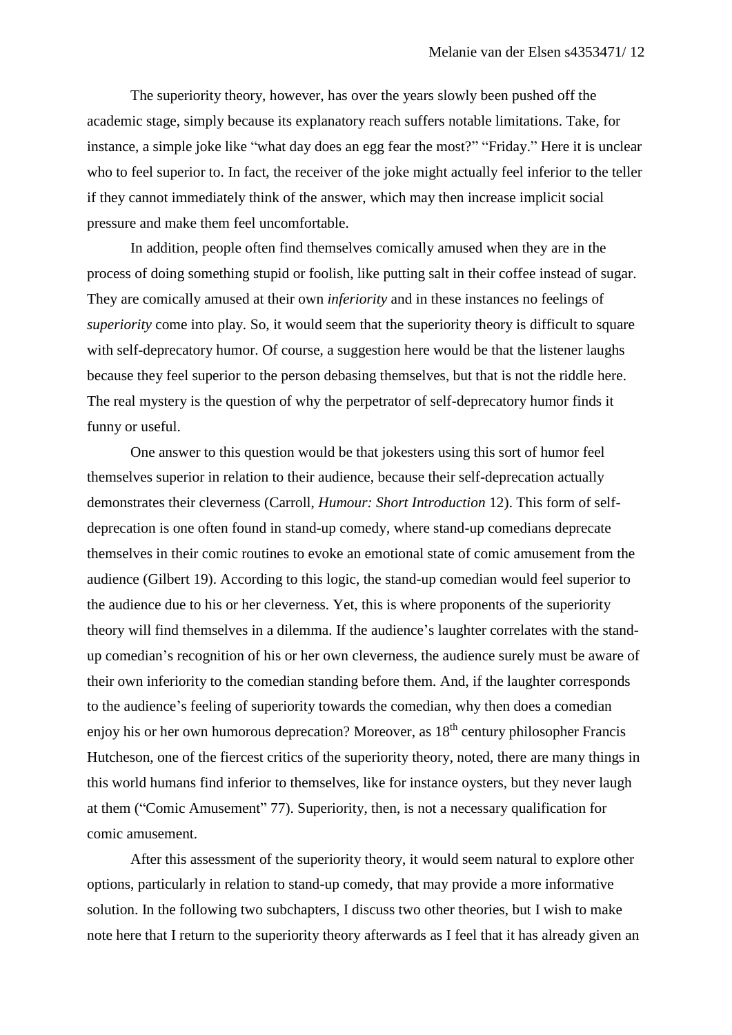The superiority theory, however, has over the years slowly been pushed off the academic stage, simply because its explanatory reach suffers notable limitations. Take, for instance, a simple joke like "what day does an egg fear the most?" "Friday." Here it is unclear who to feel superior to. In fact, the receiver of the joke might actually feel inferior to the teller if they cannot immediately think of the answer, which may then increase implicit social pressure and make them feel uncomfortable.

In addition, people often find themselves comically amused when they are in the process of doing something stupid or foolish, like putting salt in their coffee instead of sugar. They are comically amused at their own *inferiority* and in these instances no feelings of *superiority* come into play. So, it would seem that the superiority theory is difficult to square with self-deprecatory humor. Of course, a suggestion here would be that the listener laughs because they feel superior to the person debasing themselves, but that is not the riddle here. The real mystery is the question of why the perpetrator of self-deprecatory humor finds it funny or useful.

One answer to this question would be that jokesters using this sort of humor feel themselves superior in relation to their audience, because their self-deprecation actually demonstrates their cleverness (Carroll, *Humour: Short Introduction* 12). This form of self-deprecation is one often found in stand-up comedy, where stand-up comedians deprecate themselves in their comic routines to evoke an emotional state of comic amusement from the audience (Gilbert 19). According to this logic, the stand-up comedian would feel superior to the audience due to his or her cleverness. Yet, this is where proponents of the superiority theory will find themselves in a dilemma. If the audience's laughter correlates with the stand-up comedian's recognition of his or her own cleverness, the audience surely must be aware of their own inferiority to the comedian standing before them. And, if the laughter corresponds to the audience's feeling of superiority towards the comedian, why then does a comedian enjoy his or her own humorous deprecation? Moreover, as 18th century philosopher Francis Hutcheson, one of the fiercest critics of the superiority theory, noted, there are many things in this world humans find inferior to themselves, like for instance oysters, but they never laugh at them ("Comic Amusement" 77). Superiority, then, is not a necessary qualification for comic amusement.

After this assessment of the superiority theory, it would seem natural to explore other options, particularly in relation to stand-up comedy, that may provide a more informative solution. In the following two subchapters, I discuss two other theories, but I wish to make note here that I return to the superiority theory afterwards as I feel that it has already given an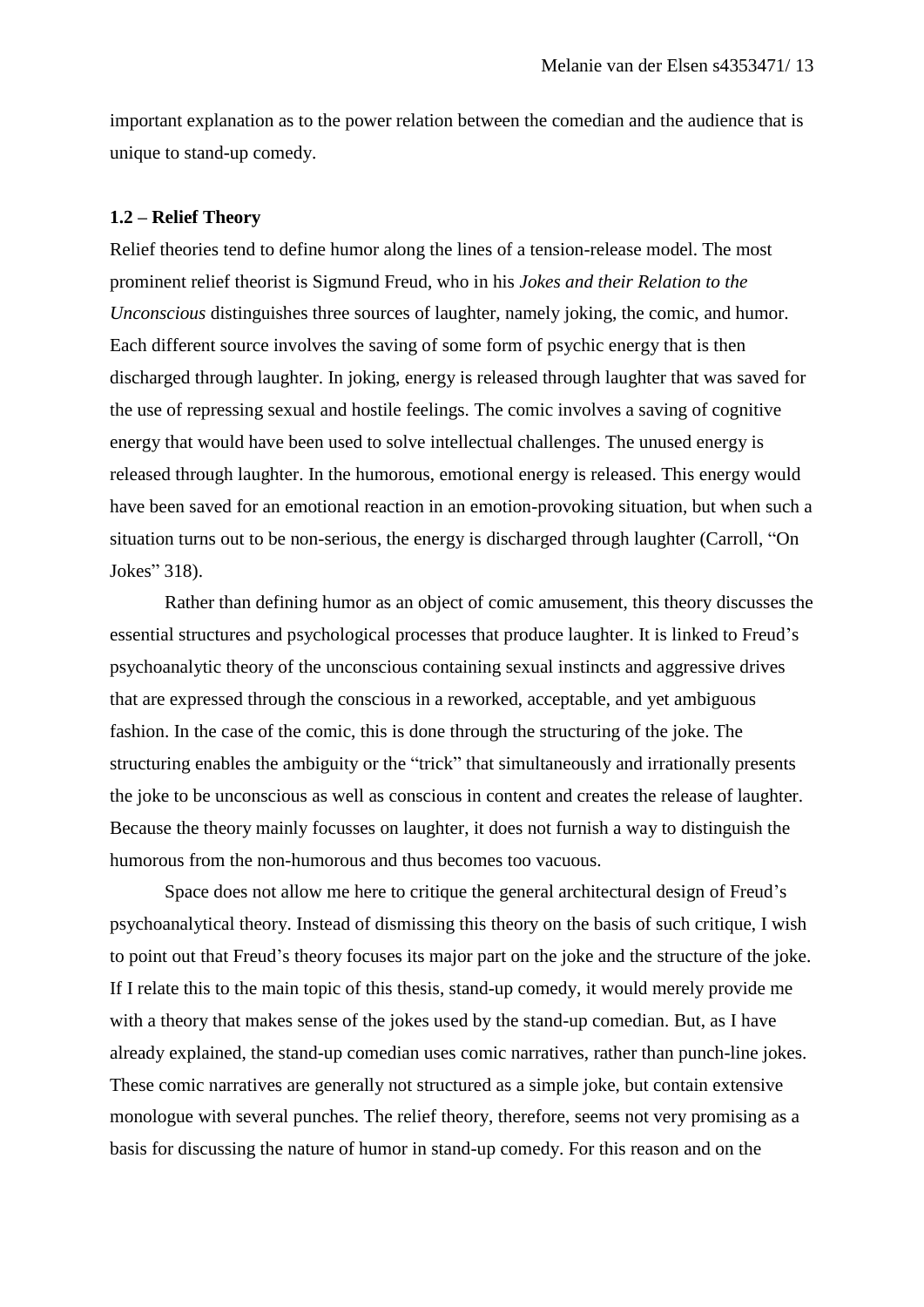important explanation as to the power relation between the comedian and the audience that is unique to stand-up comedy.

### 1.2 – Relief Theory

Relief theories tend to define humor along the lines of a tension-release model. The most prominent relief theorist is Sigmund Freud, who in his *Jokes and their Relation to the Unconscious* distinguishes three sources of laughter, namely joking, the comic, and humor. Each different source involves the saving of some form of psychic energy that is then discharged through laughter. In joking, energy is released through laughter that was saved for the use of repressing sexual and hostile feelings. The comic involves a saving of cognitive energy that would have been used to solve intellectual challenges. The unused energy is released through laughter. In the humorous, emotional energy is released. This energy would have been saved for an emotional reaction in an emotion-provoking situation, but when such a situation turns out to be non-serious, the energy is discharged through laughter (Carroll, "On Jokes" 318).

Rather than defining humor as an object of comic amusement, this theory discusses the essential structures and psychological processes that produce laughter. It is linked to Freud's psychoanalytic theory of the unconscious containing sexual instincts and aggressive drives that are expressed through the conscious in a reworked, acceptable, and yet ambiguous fashion. In the case of the comic, this is done through the structuring of the joke. The structuring enables the ambiguity or the "trick" that simultaneously and irrationally presents the joke to be unconscious as well as conscious in content and creates the release of laughter. Because the theory mainly focusses on laughter, it does not furnish a way to distinguish the humorous from the non-humorous and thus becomes too vacuous.

Space does not allow me here to critique the general architectural design of Freud's psychoanalytical theory. Instead of dismissing this theory on the basis of such critique, I wish to point out that Freud's theory focuses its major part on the joke and the structure of the joke. If I relate this to the main topic of this thesis, stand-up comedy, it would merely provide me with a theory that makes sense of the jokes used by the stand-up comedian. But, as I have already explained, the stand-up comedian uses comic narratives, rather than punch-line jokes. These comic narratives are generally not structured as a simple joke, but contain extensive monologue with several punches. The relief theory, therefore, seems not very promising as a basis for discussing the nature of humor in stand-up comedy. For this reason and on the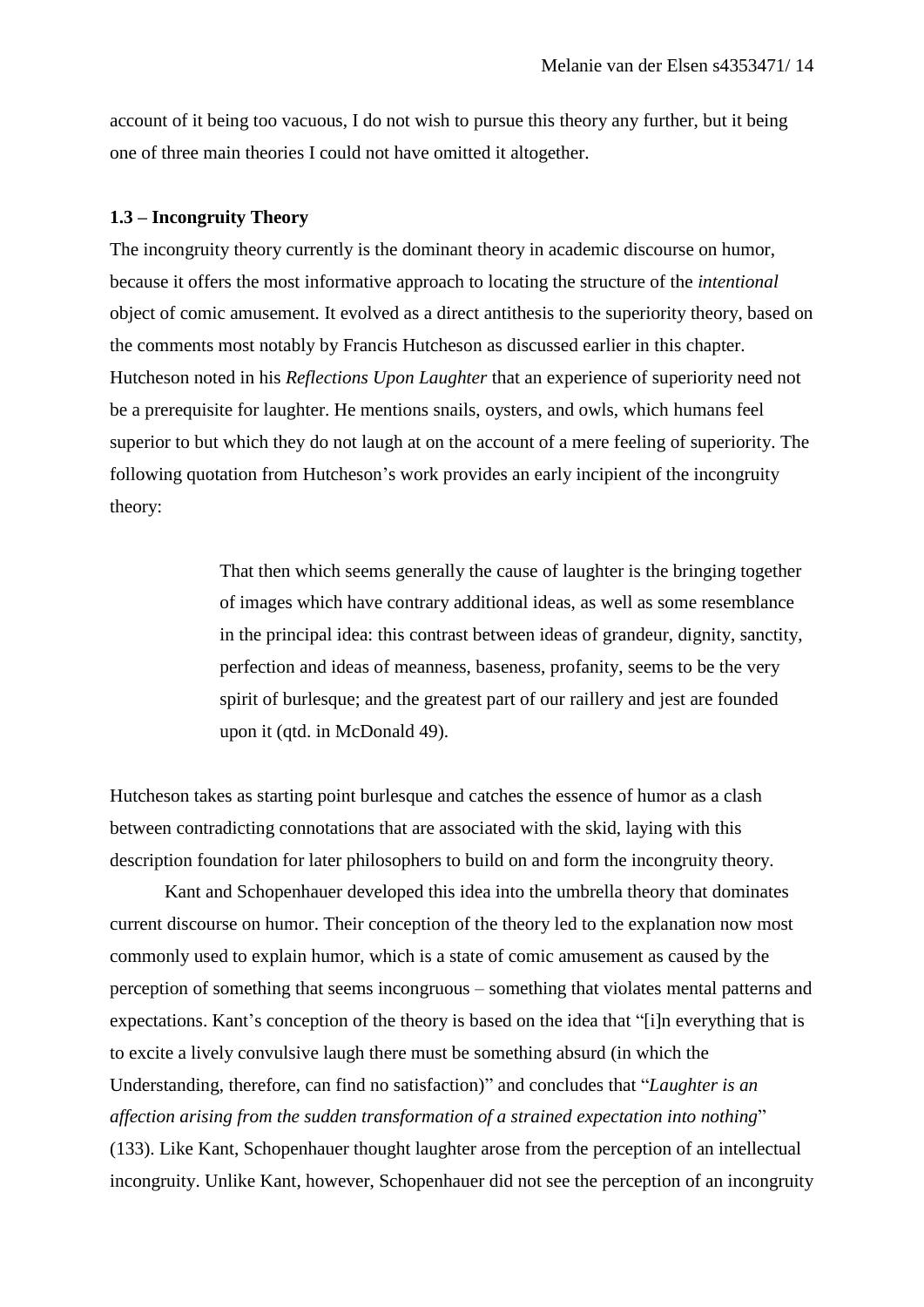account of it being too vacuous, I do not wish to pursue this theory any further, but it being one of three main theories I could not have omitted it altogether.

### 1.3 – Incongruity Theory

The incongruity theory currently is the dominant theory in academic discourse on humor, because it offers the most informative approach to locating the structure of the *intentional* object of comic amusement. It evolved as a direct antithesis to the superiority theory, based on the comments most notably by Francis Hutcheson as discussed earlier in this chapter. Hutcheson noted in his *Reflections Upon Laughter* that an experience of superiority need not be a prerequisite for laughter. He mentions snails, oysters, and owls, which humans feel superior to but which they do not laugh at on the account of a mere feeling of superiority. The following quotation from Hutcheson's work provides an early incipient of the incongruity theory:

> That then which seems generally the cause of laughter is the bringing together of images which have contrary additional ideas, as well as some resemblance in the principal idea: this contrast between ideas of grandeur, dignity, sanctity, perfection and ideas of meanness, baseness, profanity, seems to be the very spirit of burlesque; and the greatest part of our raillery and jest are founded upon it (qtd. in McDonald 49).

Hutcheson takes as starting point burlesque and catches the essence of humor as a clash between contradicting connotations that are associated with the skid, laying with this description foundation for later philosophers to build on and form the incongruity theory.

Kant and Schopenhauer developed this idea into the umbrella theory that dominates current discourse on humor. Their conception of the theory led to the explanation now most commonly used to explain humor, which is a state of comic amusement as caused by the perception of something that seems incongruous – something that violates mental patterns and expectations. Kant's conception of the theory is based on the idea that "[i]n everything that is to excite a lively convulsive laugh there must be something absurd (in which the Understanding, therefore, can find no satisfaction)" and concludes that "*Laughter is an affection arising from the sudden transformation of a strained expectation into nothing*" (133). Like Kant, Schopenhauer thought laughter arose from the perception of an intellectual incongruity. Unlike Kant, however, Schopenhauer did not see the perception of an incongruity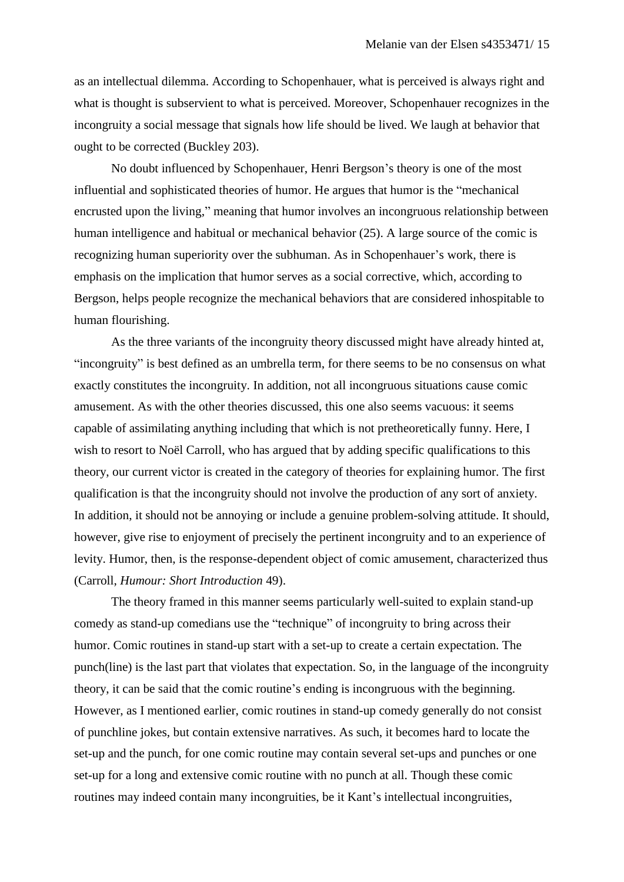as an intellectual dilemma. According to Schopenhauer, what is perceived is always right and what is thought is subservient to what is perceived. Moreover, Schopenhauer recognizes in the incongruity a social message that signals how life should be lived. We laugh at behavior that ought to be corrected (Buckley 203).

No doubt influenced by Schopenhauer, Henri Bergson's theory is one of the most influential and sophisticated theories of humor. He argues that humor is the "mechanical encrusted upon the living," meaning that humor involves an incongruous relationship between human intelligence and habitual or mechanical behavior (25). A large source of the comic is recognizing human superiority over the subhuman. As in Schopenhauer's work, there is emphasis on the implication that humor serves as a social corrective, which, according to Bergson, helps people recognize the mechanical behaviors that are considered inhospitable to human flourishing.

As the three variants of the incongruity theory discussed might have already hinted at, "incongruity" is best defined as an umbrella term, for there seems to be no consensus on what exactly constitutes the incongruity. In addition, not all incongruous situations cause comic amusement. As with the other theories discussed, this one also seems vacuous: it seems capable of assimilating anything including that which is not pretheoretically funny. Here, I wish to resort to Noël Carroll, who has argued that by adding specific qualifications to this theory, our current victor is created in the category of theories for explaining humor. The first qualification is that the incongruity should not involve the production of any sort of anxiety. In addition, it should not be annoying or include a genuine problem-solving attitude. It should, however, give rise to enjoyment of precisely the pertinent incongruity and to an experience of levity. Humor, then, is the response-dependent object of comic amusement, characterized thus (Carroll, *Humour: Short Introduction* 49).

The theory framed in this manner seems particularly well-suited to explain stand-up comedy as stand-up comedians use the "technique" of incongruity to bring across their humor. Comic routines in stand-up start with a set-up to create a certain expectation. The punch(line) is the last part that violates that expectation. So, in the language of the incongruity theory, it can be said that the comic routine's ending is incongruous with the beginning. However, as I mentioned earlier, comic routines in stand-up comedy generally do not consist of punchline jokes, but contain extensive narratives. As such, it becomes hard to locate the set-up and the punch, for one comic routine may contain several set-ups and punches or one set-up for a long and extensive comic routine with no punch at all. Though these comic routines may indeed contain many incongruities, be it Kant's intellectual incongruities,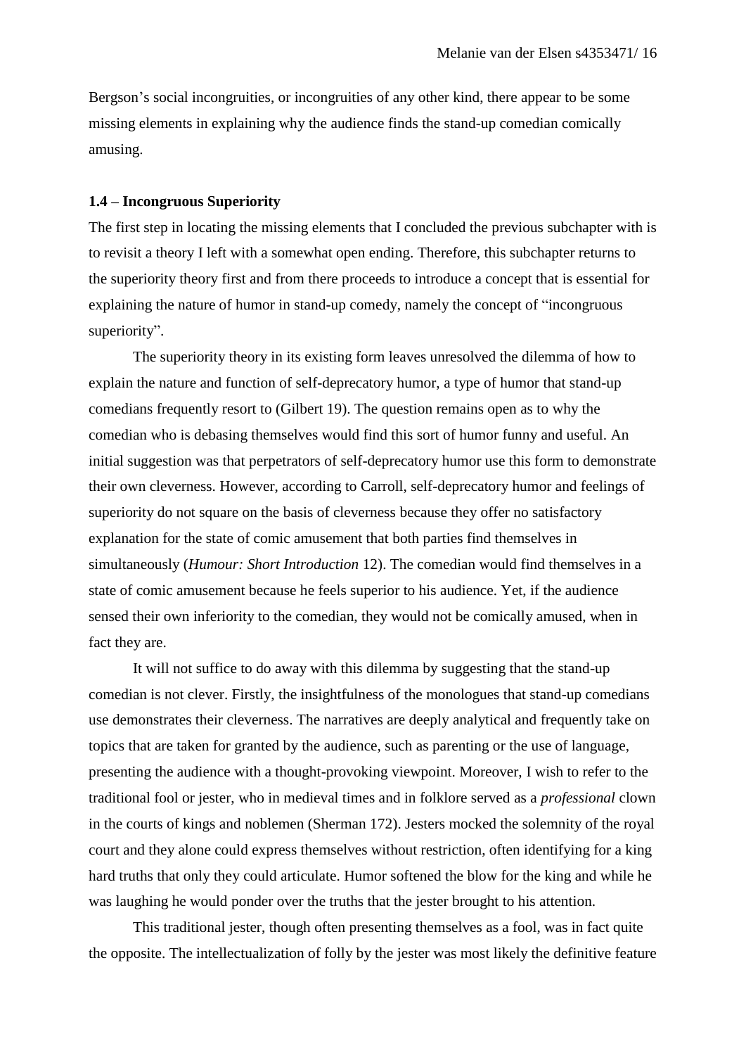Bergson's social incongruities, or incongruities of any other kind, there appear to be some missing elements in explaining why the audience finds the stand-up comedian comically amusing.

### 1.4 – Incongruous Superiority

The first step in locating the missing elements that I concluded the previous subchapter with is to revisit a theory I left with a somewhat open ending. Therefore, this subchapter returns to the superiority theory first and from there proceeds to introduce a concept that is essential for explaining the nature of humor in stand-up comedy, namely the concept of "incongruous superiority".

The superiority theory in its existing form leaves unresolved the dilemma of how to explain the nature and function of self-deprecatory humor, a type of humor that stand-up comedians frequently resort to (Gilbert 19). The question remains open as to why the comedian who is debasing themselves would find this sort of humor funny and useful. An initial suggestion was that perpetrators of self-deprecatory humor use this form to demonstrate their own cleverness. However, according to Carroll, self-deprecatory humor and feelings of superiority do not square on the basis of cleverness because they offer no satisfactory explanation for the state of comic amusement that both parties find themselves in simultaneously (*Humour: Short Introduction* 12). The comedian would find themselves in a state of comic amusement because he feels superior to his audience. Yet, if the audience sensed their own inferiority to the comedian, they would not be comically amused, when in fact they are.

It will not suffice to do away with this dilemma by suggesting that the stand-up comedian is not clever. Firstly, the insightfulness of the monologues that stand-up comedians use demonstrates their cleverness. The narratives are deeply analytical and frequently take on topics that are taken for granted by the audience, such as parenting or the use of language, presenting the audience with a thought-provoking viewpoint. Moreover, I wish to refer to the traditional fool or jester, who in medieval times and in folklore served as a *professional* clown in the courts of kings and noblemen (Sherman 172). Jesters mocked the solemnity of the royal court and they alone could express themselves without restriction, often identifying for a king hard truths that only they could articulate. Humor softened the blow for the king and while he was laughing he would ponder over the truths that the jester brought to his attention.

This traditional jester, though often presenting themselves as a fool, was in fact quite the opposite. The intellectualization of folly by the jester was most likely the definitive feature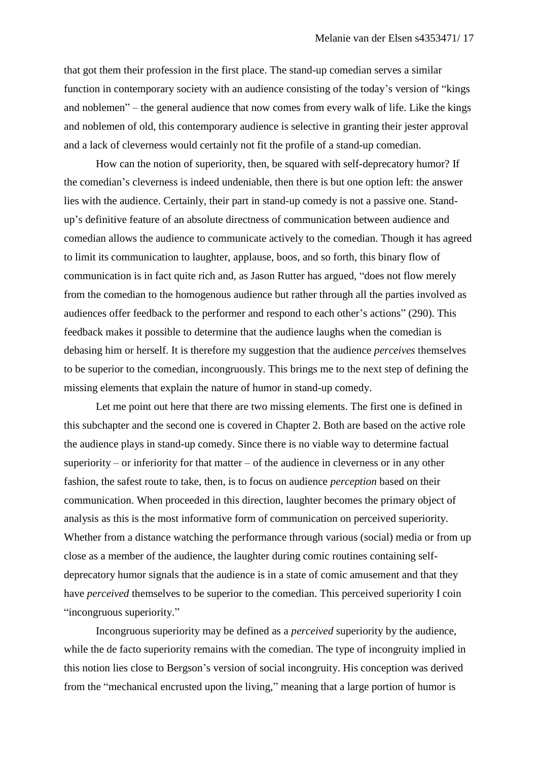that got them their profession in the first place. The stand-up comedian serves a similar function in contemporary society with an audience consisting of the today's version of "kings and noblemen" – the general audience that now comes from every walk of life. Like the kings and noblemen of old, this contemporary audience is selective in granting their jester approval and a lack of cleverness would certainly not fit the profile of a stand-up comedian.

How can the notion of superiority, then, be squared with self-deprecatory humor? If the comedian's cleverness is indeed undeniable, then there is but one option left: the answer lies with the audience. Certainly, their part in stand-up comedy is not a passive one. Stand-up's definitive feature of an absolute directness of communication between audience and comedian allows the audience to communicate actively to the comedian. Though it has agreed to limit its communication to laughter, applause, boos, and so forth, this binary flow of communication is in fact quite rich and, as Jason Rutter has argued, "does not flow merely from the comedian to the homogenous audience but rather through all the parties involved as audiences offer feedback to the performer and respond to each other's actions" (290). This feedback makes it possible to determine that the audience laughs when the comedian is debasing him or herself. It is therefore my suggestion that the audience *perceives* themselves to be superior to the comedian, incongruously. This brings me to the next step of defining the missing elements that explain the nature of humor in stand-up comedy.

Let me point out here that there are two missing elements. The first one is defined in this subchapter and the second one is covered in Chapter 2. Both are based on the active role the audience plays in stand-up comedy. Since there is no viable way to determine factual superiority – or inferiority for that matter – of the audience in cleverness or in any other fashion, the safest route to take, then, is to focus on audience *perception* based on their communication. When proceeded in this direction, laughter becomes the primary object of analysis as this is the most informative form of communication on perceived superiority. Whether from a distance watching the performance through various (social) media or from up close as a member of the audience, the laughter during comic routines containing self-deprecatory humor signals that the audience is in a state of comic amusement and that they have *perceived* themselves to be superior to the comedian. This perceived superiority I coin "incongruous superiority."

Incongruous superiority may be defined as a *perceived* superiority by the audience, while the de facto superiority remains with the comedian. The type of incongruity implied in this notion lies close to Bergson's version of social incongruity. His conception was derived from the "mechanical encrusted upon the living," meaning that a large portion of humor is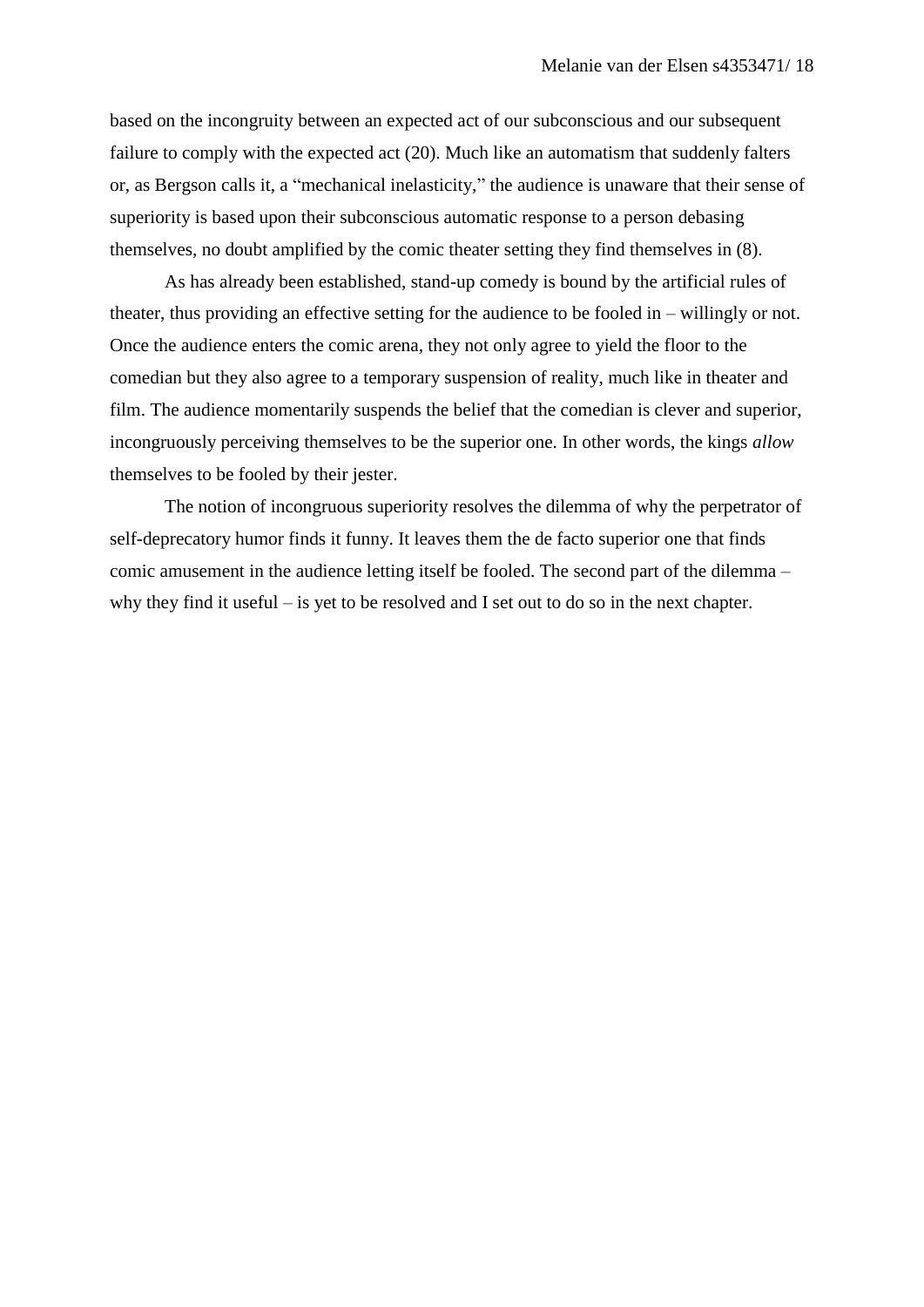based on the incongruity between an expected act of our subconscious and our subsequent failure to comply with the expected act (20). Much like an automatism that suddenly falters or, as Bergson calls it, a "mechanical inelasticity," the audience is unaware that their sense of superiority is based upon their subconscious automatic response to a person debasing themselves, no doubt amplified by the comic theater setting they find themselves in (8).

As has already been established, stand-up comedy is bound by the artificial rules of theater, thus providing an effective setting for the audience to be fooled in – willingly or not. Once the audience enters the comic arena, they not only agree to yield the floor to the comedian but they also agree to a temporary suspension of reality, much like in theater and film. The audience momentarily suspends the belief that the comedian is clever and superior, incongruously perceiving themselves to be the superior one. In other words, the kings *allow* themselves to be fooled by their jester.

The notion of incongruous superiority resolves the dilemma of why the perpetrator of self-deprecatory humor finds it funny. It leaves them the de facto superior one that finds comic amusement in the audience letting itself be fooled. The second part of the dilemma – why they find it useful – is yet to be resolved and I set out to do so in the next chapter.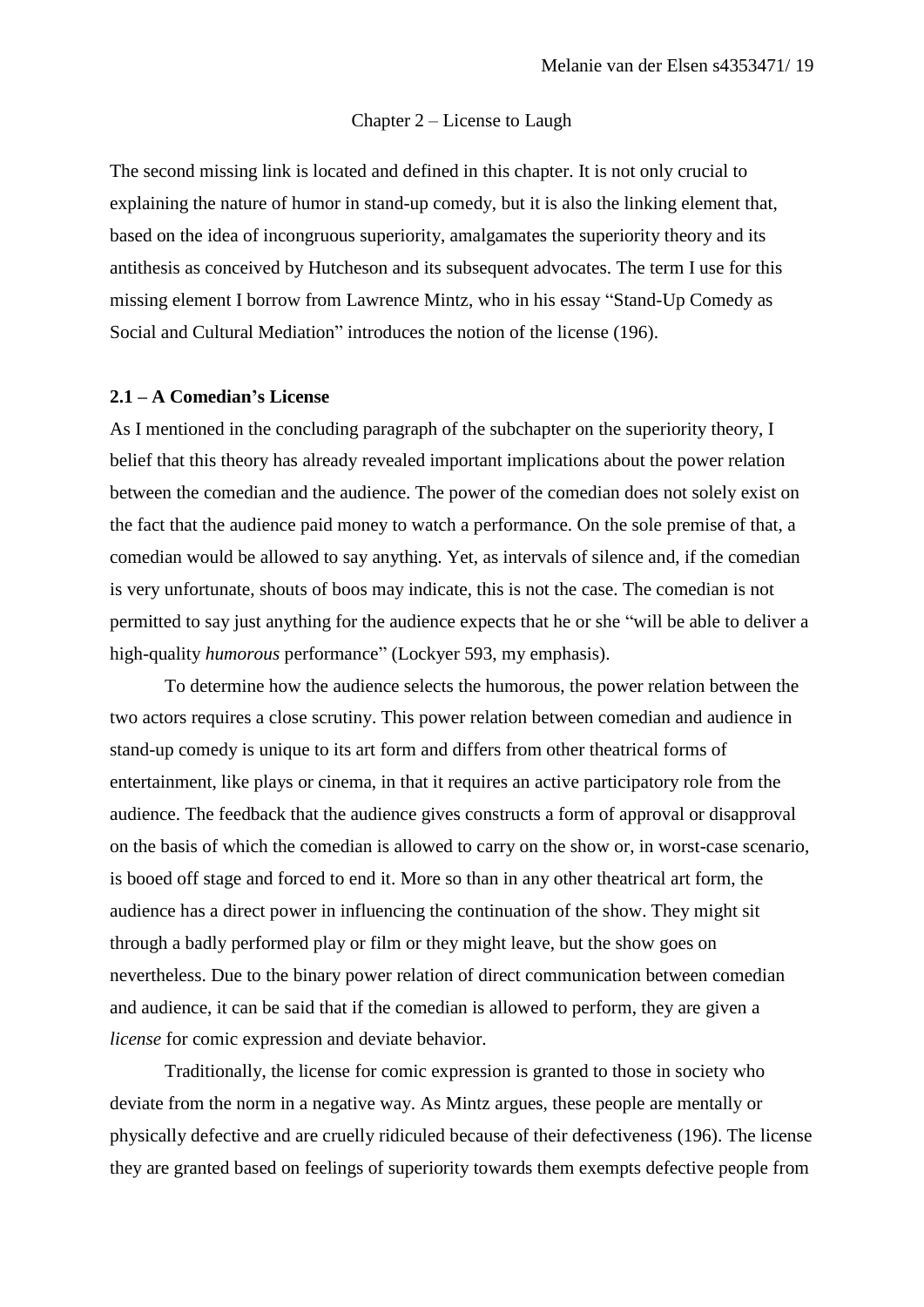Chapter 2 – License to Laugh

The second missing link is located and defined in this chapter. It is not only crucial to explaining the nature of humor in stand-up comedy, but it is also the linking element that, based on the idea of incongruous superiority, amalgamates the superiority theory and its antithesis as conceived by Hutcheson and its subsequent advocates. The term I use for this missing element I borrow from Lawrence Mintz, who in his essay "Stand-Up Comedy as Social and Cultural Mediation" introduces the notion of the license (196).

## 2.1 – A Comedian's License

As I mentioned in the concluding paragraph of the subchapter on the superiority theory, I belief that this theory has already revealed important implications about the power relation between the comedian and the audience. The power of the comedian does not solely exist on the fact that the audience paid money to watch a performance. On the sole premise of that, a comedian would be allowed to say anything. Yet, as intervals of silence and, if the comedian is very unfortunate, shouts of boos may indicate, this is not the case. The comedian is not permitted to say just anything for the audience expects that he or she "will be able to deliver a high-quality *humorous* performance" (Lockyer 593, my emphasis).

To determine how the audience selects the humorous, the power relation between the two actors requires a close scrutiny. This power relation between comedian and audience in stand-up comedy is unique to its art form and differs from other theatrical forms of entertainment, like plays or cinema, in that it requires an active participatory role from the audience. The feedback that the audience gives constructs a form of approval or disapproval on the basis of which the comedian is allowed to carry on the show or, in worst-case scenario, is booed off stage and forced to end it. More so than in any other theatrical art form, the audience has a direct power in influencing the continuation of the show. They might sit through a badly performed play or film or they might leave, but the show goes on nevertheless. Due to the binary power relation of direct communication between comedian and audience, it can be said that if the comedian is allowed to perform, they are given a *license* for comic expression and deviate behavior.

Traditionally, the license for comic expression is granted to those in society who deviate from the norm in a negative way. As Mintz argues, these people are mentally or physically defective and are cruelly ridiculed because of their defectiveness (196). The license they are granted based on feelings of superiority towards them exempts defective people from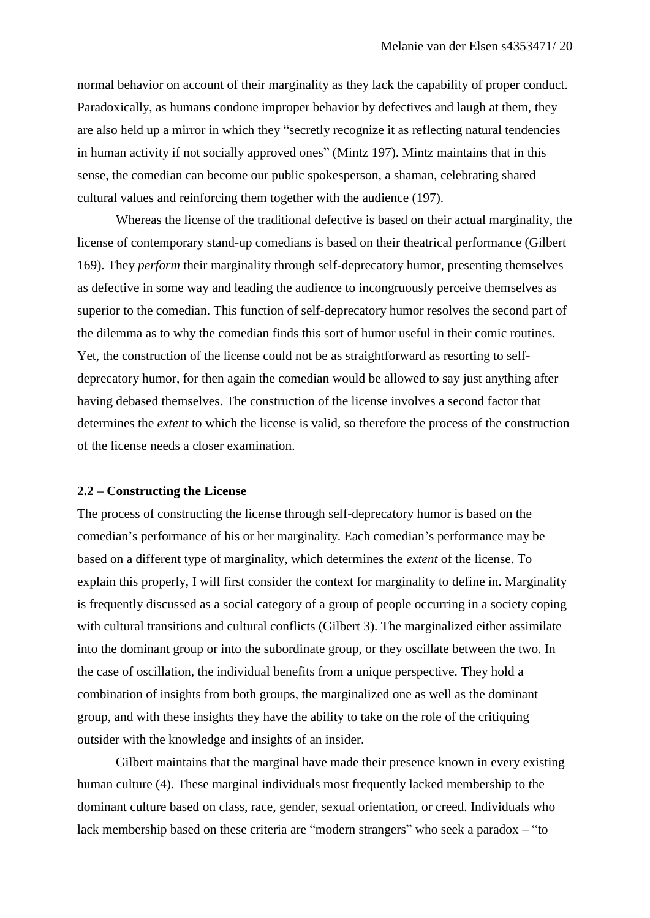normal behavior on account of their marginality as they lack the capability of proper conduct. Paradoxically, as humans condone improper behavior by defectives and laugh at them, they are also held up a mirror in which they "secretly recognize it as reflecting natural tendencies in human activity if not socially approved ones" (Mintz 197). Mintz maintains that in this sense, the comedian can become our public spokesperson, a shaman, celebrating shared cultural values and reinforcing them together with the audience (197).

Whereas the license of the traditional defective is based on their actual marginality, the license of contemporary stand-up comedians is based on their theatrical performance (Gilbert 169). They *perform* their marginality through self-deprecatory humor, presenting themselves as defective in some way and leading the audience to incongruously perceive themselves as superior to the comedian. This function of self-deprecatory humor resolves the second part of the dilemma as to why the comedian finds this sort of humor useful in their comic routines. Yet, the construction of the license could not be as straightforward as resorting to self-deprecatory humor, for then again the comedian would be allowed to say just anything after having debased themselves. The construction of the license involves a second factor that determines the *extent* to which the license is valid, so therefore the process of the construction of the license needs a closer examination.

### 2.2 – Constructing the License

The process of constructing the license through self-deprecatory humor is based on the comedian's performance of his or her marginality. Each comedian's performance may be based on a different type of marginality, which determines the *extent* of the license. To explain this properly, I will first consider the context for marginality to define in. Marginality is frequently discussed as a social category of a group of people occurring in a society coping with cultural transitions and cultural conflicts (Gilbert 3). The marginalized either assimilate into the dominant group or into the subordinate group, or they oscillate between the two. In the case of oscillation, the individual benefits from a unique perspective. They hold a combination of insights from both groups, the marginalized one as well as the dominant group, and with these insights they have the ability to take on the role of the critiquing outsider with the knowledge and insights of an insider.

Gilbert maintains that the marginal have made their presence known in every existing human culture (4). These marginal individuals most frequently lacked membership to the dominant culture based on class, race, gender, sexual orientation, or creed. Individuals who lack membership based on these criteria are "modern strangers" who seek a paradox – "to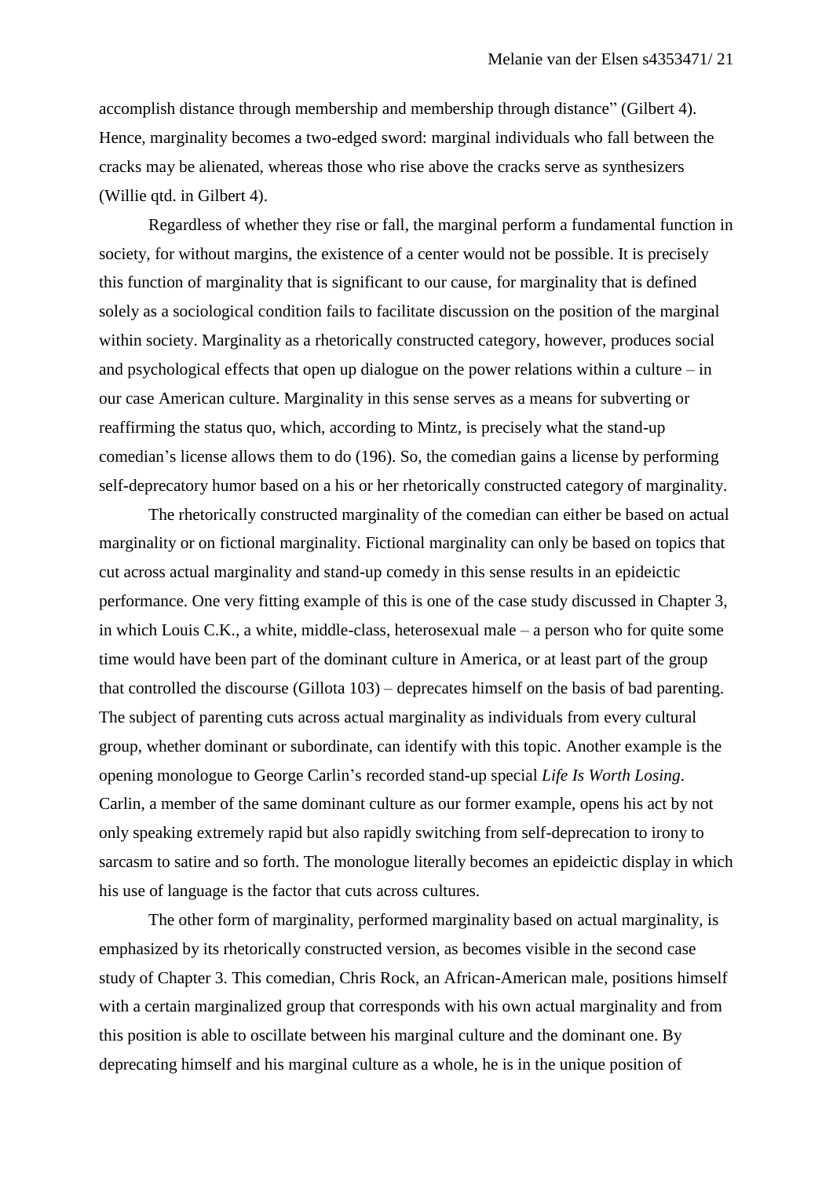accomplish distance through membership and membership through distance" (Gilbert 4). Hence, marginality becomes a two-edged sword: marginal individuals who fall between the cracks may be alienated, whereas those who rise above the cracks serve as synthesizers (Willie qtd. in Gilbert 4).

Regardless of whether they rise or fall, the marginal perform a fundamental function in society, for without margins, the existence of a center would not be possible. It is precisely this function of marginality that is significant to our cause, for marginality that is defined solely as a sociological condition fails to facilitate discussion on the position of the marginal within society. Marginality as a rhetorically constructed category, however, produces social and psychological effects that open up dialogue on the power relations within a culture – in our case American culture. Marginality in this sense serves as a means for subverting or reaffirming the status quo, which, according to Mintz, is precisely what the stand-up comedian's license allows them to do (196). So, the comedian gains a license by performing self-deprecatory humor based on a his or her rhetorically constructed category of marginality.

The rhetorically constructed marginality of the comedian can either be based on actual marginality or on fictional marginality. Fictional marginality can only be based on topics that cut across actual marginality and stand-up comedy in this sense results in an epideictic performance. One very fitting example of this is one of the case study discussed in Chapter 3, in which Louis C.K., a white, middle-class, heterosexual male – a person who for quite some time would have been part of the dominant culture in America, or at least part of the group that controlled the discourse (Gillota 103) – deprecates himself on the basis of bad parenting. The subject of parenting cuts across actual marginality as individuals from every cultural group, whether dominant or subordinate, can identify with this topic. Another example is the opening monologue to George Carlin's recorded stand-up special *Life Is Worth Losing*. Carlin, a member of the same dominant culture as our former example, opens his act by not only speaking extremely rapid but also rapidly switching from self-deprecation to irony to sarcasm to satire and so forth. The monologue literally becomes an epideictic display in which his use of language is the factor that cuts across cultures.

The other form of marginality, performed marginality based on actual marginality, is emphasized by its rhetorically constructed version, as becomes visible in the second case study of Chapter 3. This comedian, Chris Rock, an African-American male, positions himself with a certain marginalized group that corresponds with his own actual marginality and from this position is able to oscillate between his marginal culture and the dominant one. By deprecating himself and his marginal culture as a whole, he is in the unique position of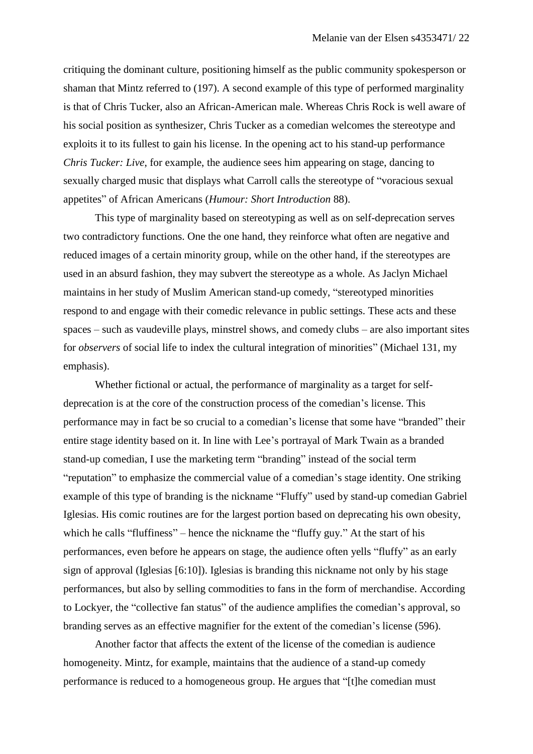critiquing the dominant culture, positioning himself as the public community spokesperson or shaman that Mintz referred to (197). A second example of this type of performed marginality is that of Chris Tucker, also an African-American male. Whereas Chris Rock is well aware of his social position as synthesizer, Chris Tucker as a comedian welcomes the stereotype and exploits it to its fullest to gain his license. In the opening act to his stand-up performance *Chris Tucker: Live*, for example, the audience sees him appearing on stage, dancing to sexually charged music that displays what Carroll calls the stereotype of "voracious sexual appetites" of African Americans (*Humour: Short Introduction* 88).

This type of marginality based on stereotyping as well as on self-deprecation serves two contradictory functions. One the one hand, they reinforce what often are negative and reduced images of a certain minority group, while on the other hand, if the stereotypes are used in an absurd fashion, they may subvert the stereotype as a whole. As Jaclyn Michael maintains in her study of Muslim American stand-up comedy, "stereotyped minorities respond to and engage with their comedic relevance in public settings. These acts and these spaces – such as vaudeville plays, minstrel shows, and comedy clubs – are also important sites for *observers* of social life to index the cultural integration of minorities" (Michael 131, my emphasis).

Whether fictional or actual, the performance of marginality as a target for self-deprecation is at the core of the construction process of the comedian's license. This performance may in fact be so crucial to a comedian's license that some have "branded" their entire stage identity based on it. In line with Lee's portrayal of Mark Twain as a branded stand-up comedian, I use the marketing term "branding" instead of the social term "reputation" to emphasize the commercial value of a comedian's stage identity. One striking example of this type of branding is the nickname "Fluffy" used by stand-up comedian Gabriel Iglesias. His comic routines are for the largest portion based on deprecating his own obesity, which he calls "fluffiness" – hence the nickname the "fluffy guy." At the start of his performances, even before he appears on stage, the audience often yells "fluffy" as an early sign of approval (Iglesias [6:10]). Iglesias is branding this nickname not only by his stage performances, but also by selling commodities to fans in the form of merchandise. According to Lockyer, the "collective fan status" of the audience amplifies the comedian's approval, so branding serves as an effective magnifier for the extent of the comedian's license (596).

Another factor that affects the extent of the license of the comedian is audience homogeneity. Mintz, for example, maintains that the audience of a stand-up comedy performance is reduced to a homogeneous group. He argues that "[t]he comedian must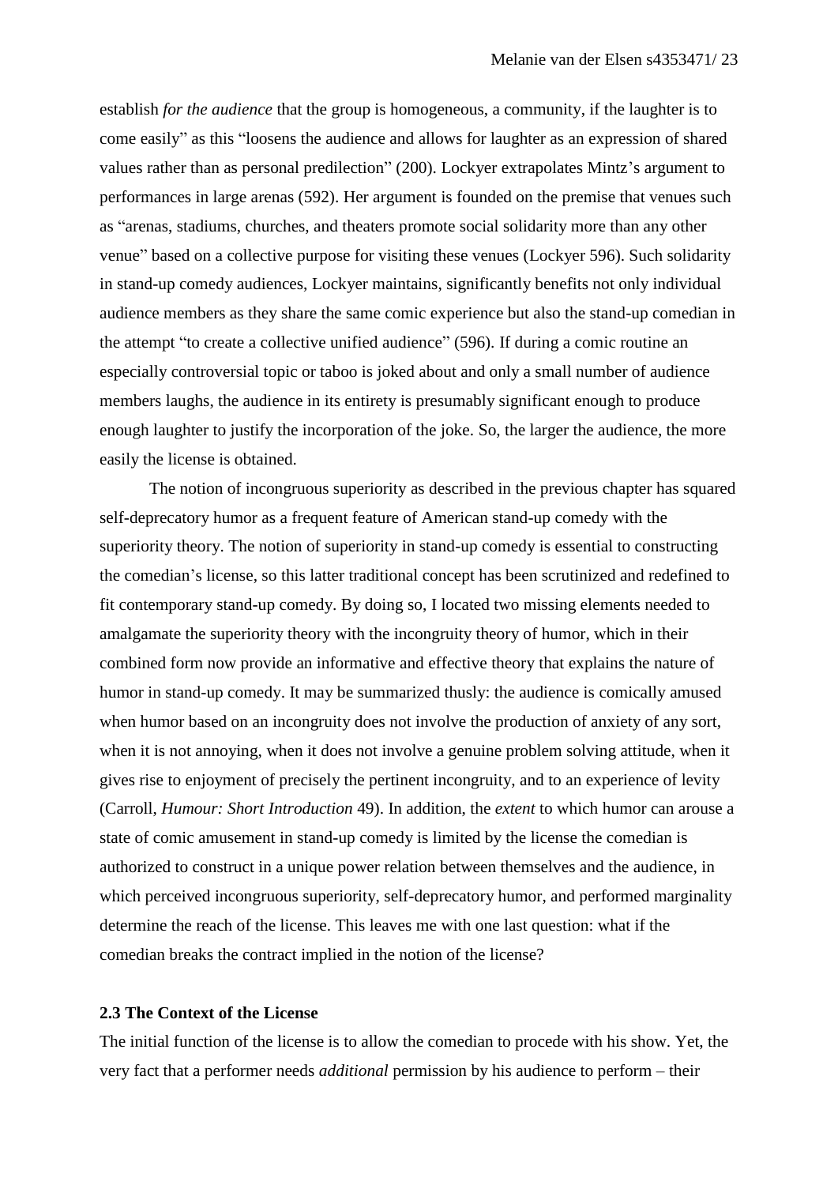establish *for the audience* that the group is homogeneous, a community, if the laughter is to come easily" as this "loosens the audience and allows for laughter as an expression of shared values rather than as personal predilection" (200). Lockyer extrapolates Mintz's argument to performances in large arenas (592). Her argument is founded on the premise that venues such as "arenas, stadiums, churches, and theaters promote social solidarity more than any other venue" based on a collective purpose for visiting these venues (Lockyer 596). Such solidarity in stand-up comedy audiences, Lockyer maintains, significantly benefits not only individual audience members as they share the same comic experience but also the stand-up comedian in the attempt "to create a collective unified audience" (596). If during a comic routine an especially controversial topic or taboo is joked about and only a small number of audience members laughs, the audience in its entirety is presumably significant enough to produce enough laughter to justify the incorporation of the joke. So, the larger the audience, the more easily the license is obtained.

The notion of incongruous superiority as described in the previous chapter has squared self-deprecatory humor as a frequent feature of American stand-up comedy with the superiority theory. The notion of superiority in stand-up comedy is essential to constructing the comedian's license, so this latter traditional concept has been scrutinized and redefined to fit contemporary stand-up comedy. By doing so, I located two missing elements needed to amalgamate the superiority theory with the incongruity theory of humor, which in their combined form now provide an informative and effective theory that explains the nature of humor in stand-up comedy. It may be summarized thusly: the audience is comically amused when humor based on an incongruity does not involve the production of anxiety of any sort, when it is not annoying, when it does not involve a genuine problem solving attitude, when it gives rise to enjoyment of precisely the pertinent incongruity, and to an experience of levity (Carroll, *Humour: Short Introduction* 49). In addition, the *extent* to which humor can arouse a state of comic amusement in stand-up comedy is limited by the license the comedian is authorized to construct in a unique power relation between themselves and the audience, in which perceived incongruous superiority, self-deprecatory humor, and performed marginality determine the reach of the license. This leaves me with one last question: what if the comedian breaks the contract implied in the notion of the license?

### 2.3 The Context of the License

The initial function of the license is to allow the comedian to procede with his show. Yet, the very fact that a performer needs *additional* permission by his audience to perform – their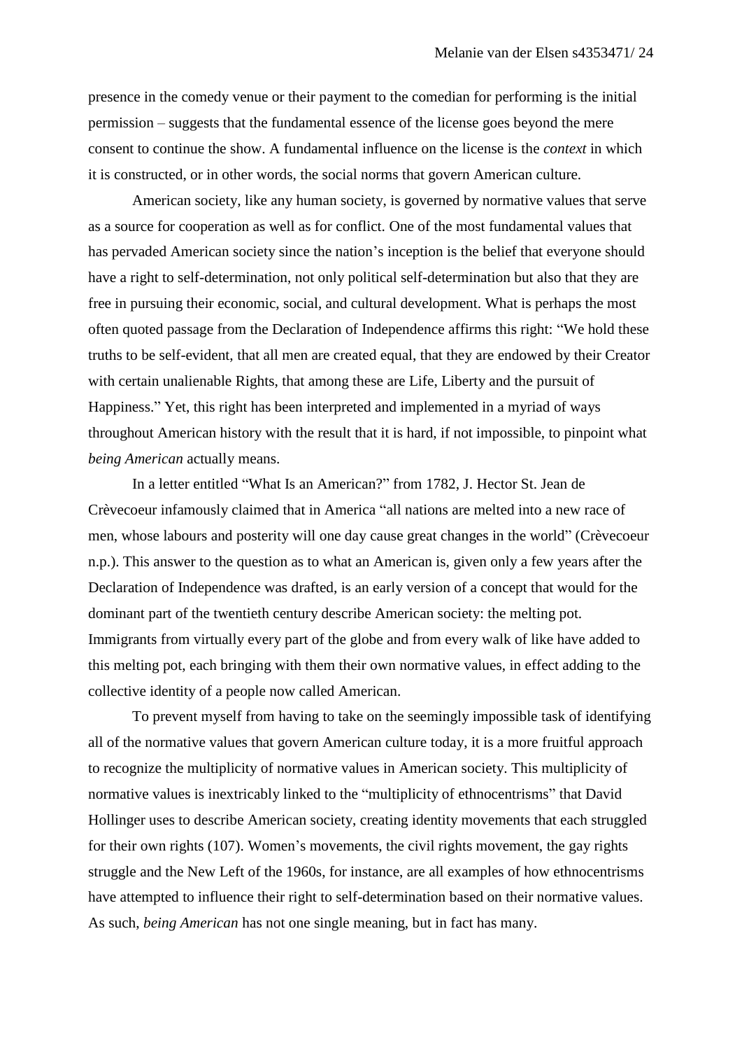presence in the comedy venue or their payment to the comedian for performing is the initial permission – suggests that the fundamental essence of the license goes beyond the mere consent to continue the show. A fundamental influence on the license is the *context* in which it is constructed, or in other words, the social norms that govern American culture.

American society, like any human society, is governed by normative values that serve as a source for cooperation as well as for conflict. One of the most fundamental values that has pervaded American society since the nation's inception is the belief that everyone should have a right to self-determination, not only political self-determination but also that they are free in pursuing their economic, social, and cultural development. What is perhaps the most often quoted passage from the Declaration of Independence affirms this right: "We hold these truths to be self-evident, that all men are created equal, that they are endowed by their Creator with certain unalienable Rights, that among these are Life, Liberty and the pursuit of Happiness." Yet, this right has been interpreted and implemented in a myriad of ways throughout American history with the result that it is hard, if not impossible, to pinpoint what *being American* actually means.

In a letter entitled "What Is an American?" from 1782, J. Hector St. Jean de Crèvecoeur infamously claimed that in America "all nations are melted into a new race of men, whose labours and posterity will one day cause great changes in the world" (Crèvecoeur n.p.). This answer to the question as to what an American is, given only a few years after the Declaration of Independence was drafted, is an early version of a concept that would for the dominant part of the twentieth century describe American society: the melting pot. Immigrants from virtually every part of the globe and from every walk of like have added to this melting pot, each bringing with them their own normative values, in effect adding to the collective identity of a people now called American.

To prevent myself from having to take on the seemingly impossible task of identifying all of the normative values that govern American culture today, it is a more fruitful approach to recognize the multiplicity of normative values in American society. This multiplicity of normative values is inextricably linked to the "multiplicity of ethnocentrisms" that David Hollinger uses to describe American society, creating identity movements that each struggled for their own rights (107). Women's movements, the civil rights movement, the gay rights struggle and the New Left of the 1960s, for instance, are all examples of how ethnocentrisms have attempted to influence their right to self-determination based on their normative values. As such, *being American* has not one single meaning, but in fact has many.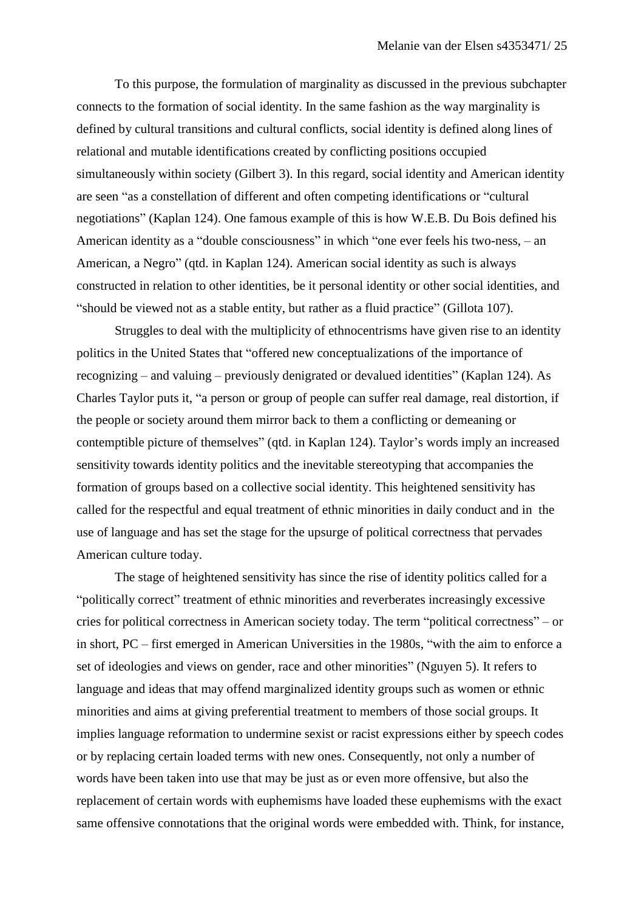To this purpose, the formulation of marginality as discussed in the previous subchapter connects to the formation of social identity. In the same fashion as the way marginality is defined by cultural transitions and cultural conflicts, social identity is defined along lines of relational and mutable identifications created by conflicting positions occupied simultaneously within society (Gilbert 3). In this regard, social identity and American identity are seen "as a constellation of different and often competing identifications or "cultural negotiations" (Kaplan 124). One famous example of this is how W.E.B. Du Bois defined his American identity as a "double consciousness" in which "one ever feels his two-ness, – an American, a Negro" (qtd. in Kaplan 124). American social identity as such is always constructed in relation to other identities, be it personal identity or other social identities, and "should be viewed not as a stable entity, but rather as a fluid practice" (Gillota 107).

Struggles to deal with the multiplicity of ethnocentrisms have given rise to an identity politics in the United States that "offered new conceptualizations of the importance of recognizing – and valuing – previously denigrated or devalued identities" (Kaplan 124). As Charles Taylor puts it, "a person or group of people can suffer real damage, real distortion, if the people or society around them mirror back to them a conflicting or demeaning or contemptible picture of themselves" (qtd. in Kaplan 124). Taylor's words imply an increased sensitivity towards identity politics and the inevitable stereotyping that accompanies the formation of groups based on a collective social identity. This heightened sensitivity has called for the respectful and equal treatment of ethnic minorities in daily conduct and in the use of language and has set the stage for the upsurge of political correctness that pervades American culture today.

The stage of heightened sensitivity has since the rise of identity politics called for a "politically correct" treatment of ethnic minorities and reverberates increasingly excessive cries for political correctness in American society today. The term "political correctness" – or in short, PC – first emerged in American Universities in the 1980s, "with the aim to enforce a set of ideologies and views on gender, race and other minorities" (Nguyen 5). It refers to language and ideas that may offend marginalized identity groups such as women or ethnic minorities and aims at giving preferential treatment to members of those social groups. It implies language reformation to undermine sexist or racist expressions either by speech codes or by replacing certain loaded terms with new ones. Consequently, not only a number of words have been taken into use that may be just as or even more offensive, but also the replacement of certain words with euphemisms have loaded these euphemisms with the exact same offensive connotations that the original words were embedded with. Think, for instance,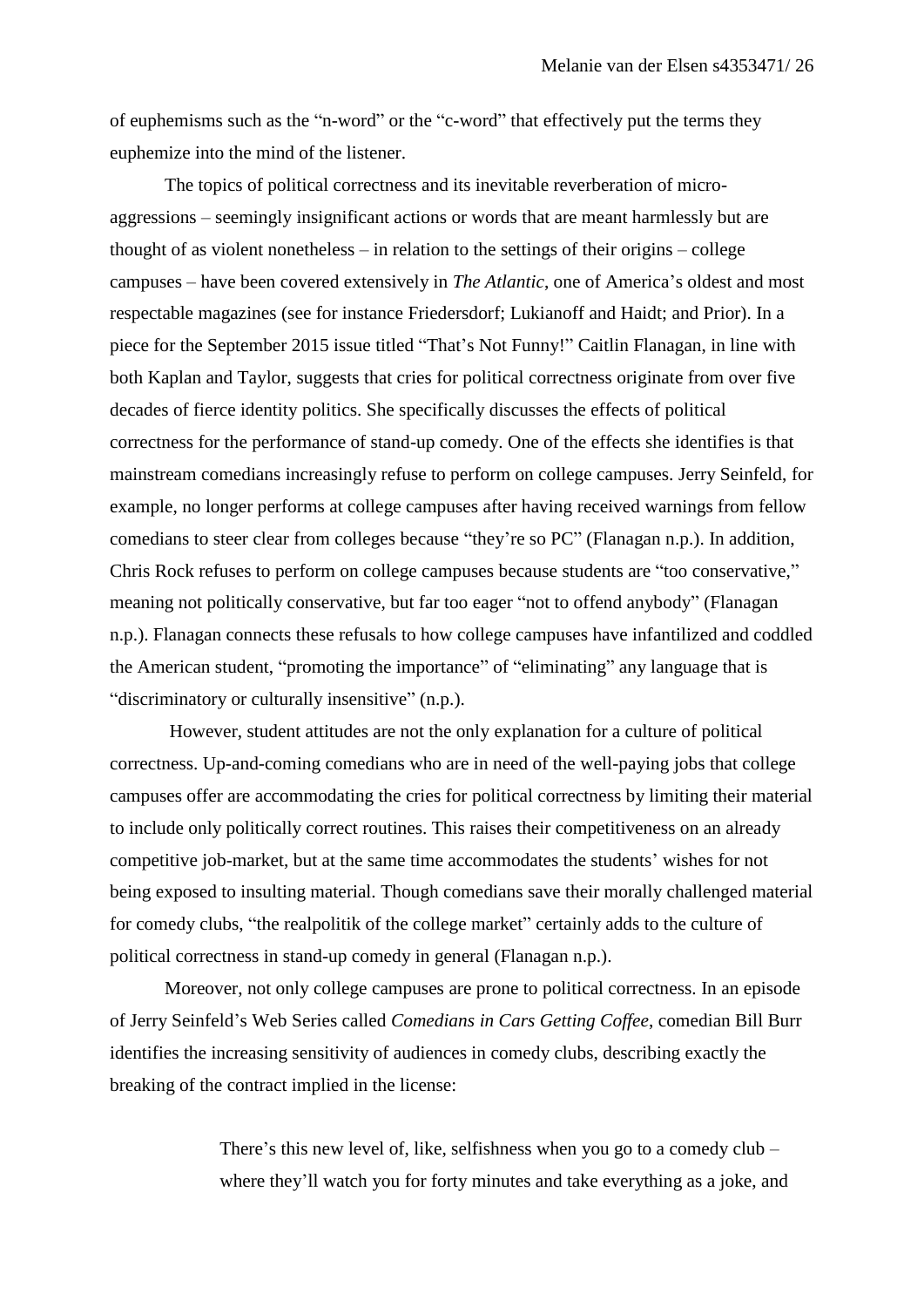of euphemisms such as the "n-word" or the "c-word" that effectively put the terms they euphemize into the mind of the listener.

The topics of political correctness and its inevitable reverberation of micro-aggressions – seemingly insignificant actions or words that are meant harmlessly but are thought of as violent nonetheless – in relation to the settings of their origins – college campuses – have been covered extensively in *The Atlantic*, one of America's oldest and most respectable magazines (see for instance Friedersdorf; Lukianoff and Haidt; and Prior). In a piece for the September 2015 issue titled "That's Not Funny!" Caitlin Flanagan, in line with both Kaplan and Taylor, suggests that cries for political correctness originate from over five decades of fierce identity politics. She specifically discusses the effects of political correctness for the performance of stand-up comedy. One of the effects she identifies is that mainstream comedians increasingly refuse to perform on college campuses. Jerry Seinfeld, for example, no longer performs at college campuses after having received warnings from fellow comedians to steer clear from colleges because "they're so PC" (Flanagan n.p.). In addition, Chris Rock refuses to perform on college campuses because students are "too conservative," meaning not politically conservative, but far too eager "not to offend anybody" (Flanagan n.p.). Flanagan connects these refusals to how college campuses have infantilized and coddled the American student, "promoting the importance" of "eliminating" any language that is "discriminatory or culturally insensitive" (n.p.).

However, student attitudes are not the only explanation for a culture of political correctness. Up-and-coming comedians who are in need of the well-paying jobs that college campuses offer are accommodating the cries for political correctness by limiting their material to include only politically correct routines. This raises their competitiveness on an already competitive job-market, but at the same time accommodates the students' wishes for not being exposed to insulting material. Though comedians save their morally challenged material for comedy clubs, "the realpolitik of the college market" certainly adds to the culture of political correctness in stand-up comedy in general (Flanagan n.p.).

Moreover, not only college campuses are prone to political correctness. In an episode of Jerry Seinfeld's Web Series called *Comedians in Cars Getting Coffee*, comedian Bill Burr identifies the increasing sensitivity of audiences in comedy clubs, describing exactly the breaking of the contract implied in the license:

> There's this new level of, like, selfishness when you go to a comedy club – where they'll watch you for forty minutes and take everything as a joke, and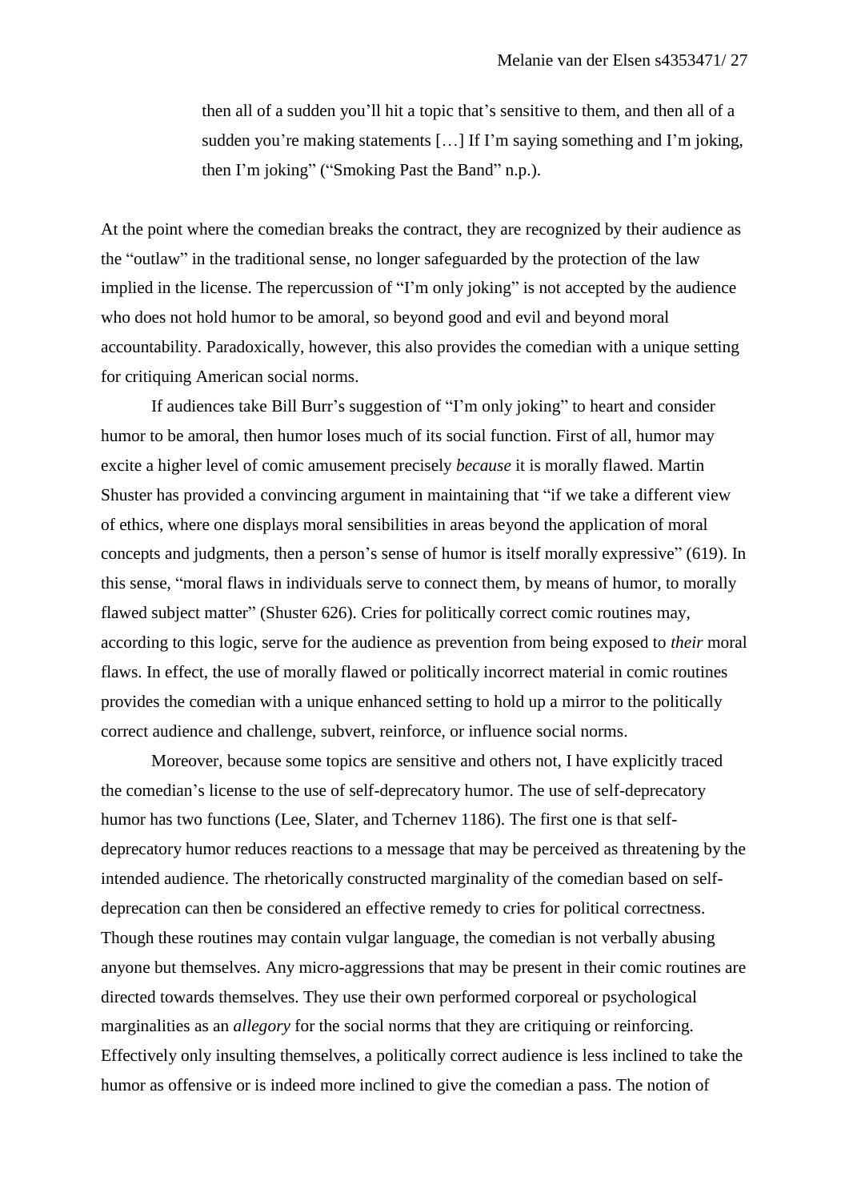> then all of a sudden you'll hit a topic that's sensitive to them, and then all of a sudden you're making statements […] If I'm saying something and I'm joking, then I'm joking" ("Smoking Past the Band" n.p.).

At the point where the comedian breaks the contract, they are recognized by their audience as the "outlaw" in the traditional sense, no longer safeguarded by the protection of the law implied in the license. The repercussion of "I'm only joking" is not accepted by the audience who does not hold humor to be amoral, so beyond good and evil and beyond moral accountability. Paradoxically, however, this also provides the comedian with a unique setting for critiquing American social norms.

If audiences take Bill Burr's suggestion of "I'm only joking" to heart and consider humor to be amoral, then humor loses much of its social function. First of all, humor may excite a higher level of comic amusement precisely *because* it is morally flawed. Martin Shuster has provided a convincing argument in maintaining that "if we take a different view of ethics, where one displays moral sensibilities in areas beyond the application of moral concepts and judgments, then a person's sense of humor is itself morally expressive" (619). In this sense, "moral flaws in individuals serve to connect them, by means of humor, to morally flawed subject matter" (Shuster 626). Cries for politically correct comic routines may, according to this logic, serve for the audience as prevention from being exposed to *their* moral flaws. In effect, the use of morally flawed or politically incorrect material in comic routines provides the comedian with a unique enhanced setting to hold up a mirror to the politically correct audience and challenge, subvert, reinforce, or influence social norms.

Moreover, because some topics are sensitive and others not, I have explicitly traced the comedian's license to the use of self-deprecatory humor. The use of self-deprecatory humor has two functions (Lee, Slater, and Tchernev 1186). The first one is that self-deprecatory humor reduces reactions to a message that may be perceived as threatening by the intended audience. The rhetorically constructed marginality of the comedian based on self-deprecation can then be considered an effective remedy to cries for political correctness. Though these routines may contain vulgar language, the comedian is not verbally abusing anyone but themselves. Any micro-aggressions that may be present in their comic routines are directed towards themselves. They use their own performed corporeal or psychological marginalities as an *allegory* for the social norms that they are critiquing or reinforcing. Effectively only insulting themselves, a politically correct audience is less inclined to take the humor as offensive or is indeed more inclined to give the comedian a pass. The notion of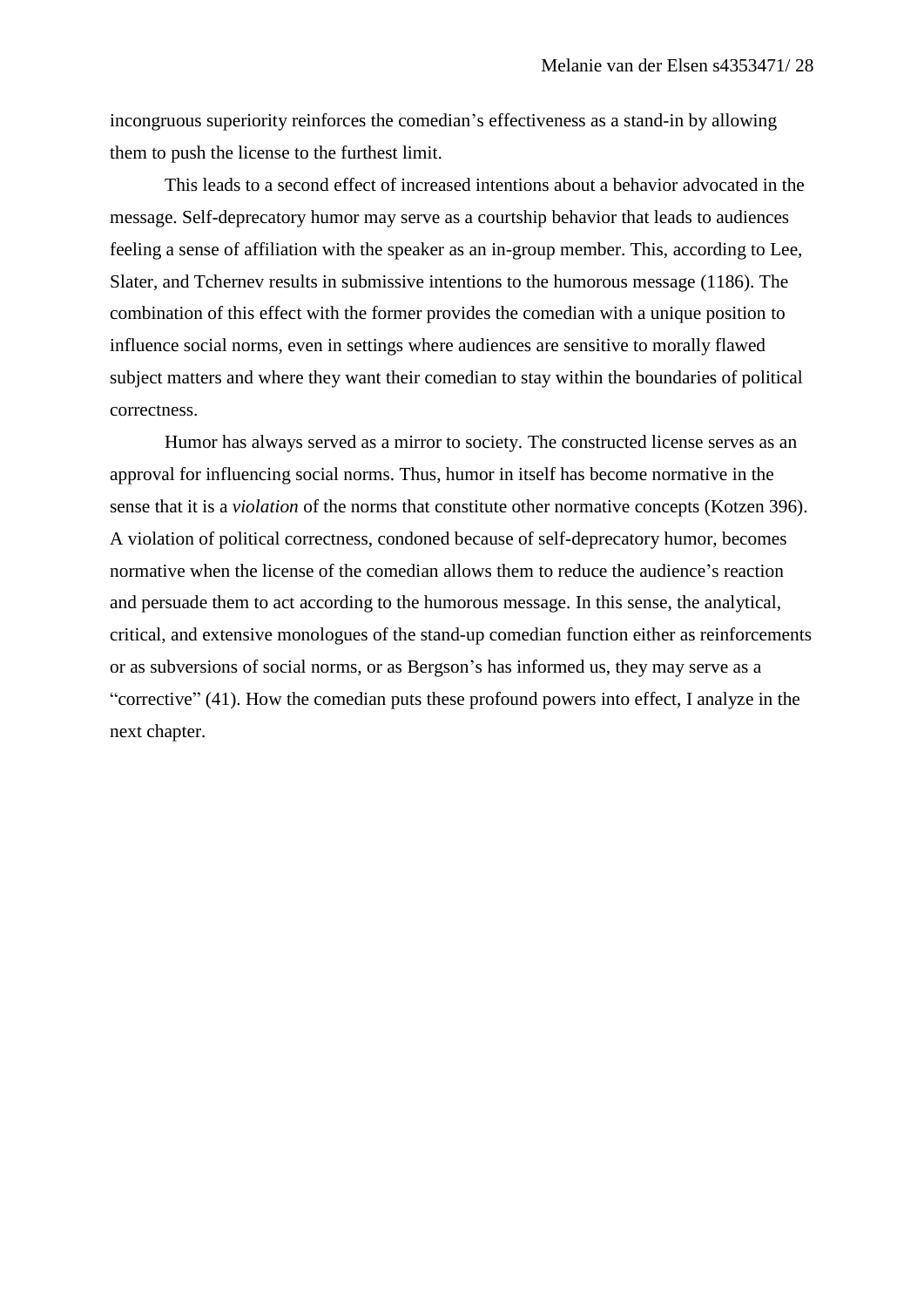incongruous superiority reinforces the comedian's effectiveness as a stand-in by allowing them to push the license to the furthest limit.

This leads to a second effect of increased intentions about a behavior advocated in the message. Self-deprecatory humor may serve as a courtship behavior that leads to audiences feeling a sense of affiliation with the speaker as an in-group member. This, according to Lee, Slater, and Tchernev results in submissive intentions to the humorous message (1186). The combination of this effect with the former provides the comedian with a unique position to influence social norms, even in settings where audiences are sensitive to morally flawed subject matters and where they want their comedian to stay within the boundaries of political correctness.

Humor has always served as a mirror to society. The constructed license serves as an approval for influencing social norms. Thus, humor in itself has become normative in the sense that it is a *violation* of the norms that constitute other normative concepts (Kotzen 396). A violation of political correctness, condoned because of self-deprecatory humor, becomes normative when the license of the comedian allows them to reduce the audience's reaction and persuade them to act according to the humorous message. In this sense, the analytical, critical, and extensive monologues of the stand-up comedian function either as reinforcements or as subversions of social norms, or as Bergson's has informed us, they may serve as a "corrective" (41). How the comedian puts these profound powers into effect, I analyze in the next chapter.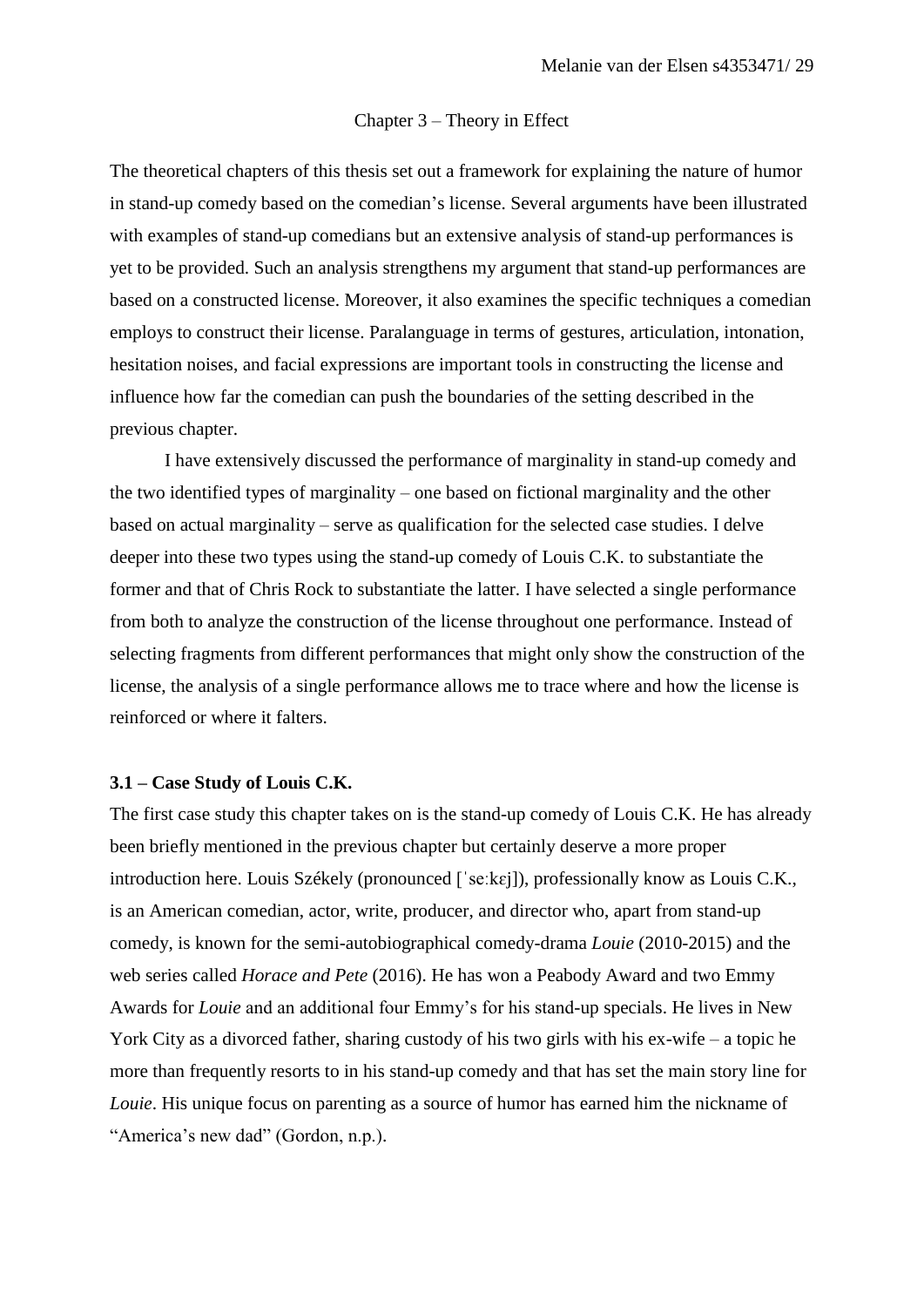## Chapter 3 – Theory in Effect

The theoretical chapters of this thesis set out a framework for explaining the nature of humor in stand-up comedy based on the comedian's license. Several arguments have been illustrated with examples of stand-up comedians but an extensive analysis of stand-up performances is yet to be provided. Such an analysis strengthens my argument that stand-up performances are based on a constructed license. Moreover, it also examines the specific techniques a comedian employs to construct their license. Paralanguage in terms of gestures, articulation, intonation, hesitation noises, and facial expressions are important tools in constructing the license and influence how far the comedian can push the boundaries of the setting described in the previous chapter.

I have extensively discussed the performance of marginality in stand-up comedy and the two identified types of marginality – one based on fictional marginality and the other based on actual marginality – serve as qualification for the selected case studies. I delve deeper into these two types using the stand-up comedy of Louis C.K. to substantiate the former and that of Chris Rock to substantiate the latter. I have selected a single performance from both to analyze the construction of the license throughout one performance. Instead of selecting fragments from different performances that might only show the construction of the license, the analysis of a single performance allows me to trace where and how the license is reinforced or where it falters.

### 3.1 – Case Study of Louis C.K.

The first case study this chapter takes on is the stand-up comedy of Louis C.K. He has already been briefly mentioned in the previous chapter but certainly deserve a more proper introduction here. Louis Székely (pronounced [ˈseːkɛj]), professionally know as Louis C.K., is an American comedian, actor, write, producer, and director who, apart from stand-up comedy, is known for the semi-autobiographical comedy-drama *Louie* (2010-2015) and the web series called *Horace and Pete* (2016). He has won a Peabody Award and two Emmy Awards for *Louie* and an additional four Emmy's for his stand-up specials. He lives in New York City as a divorced father, sharing custody of his two girls with his ex-wife – a topic he more than frequently resorts to in his stand-up comedy and that has set the main story line for *Louie*. His unique focus on parenting as a source of humor has earned him the nickname of "America's new dad" (Gordon, n.p.).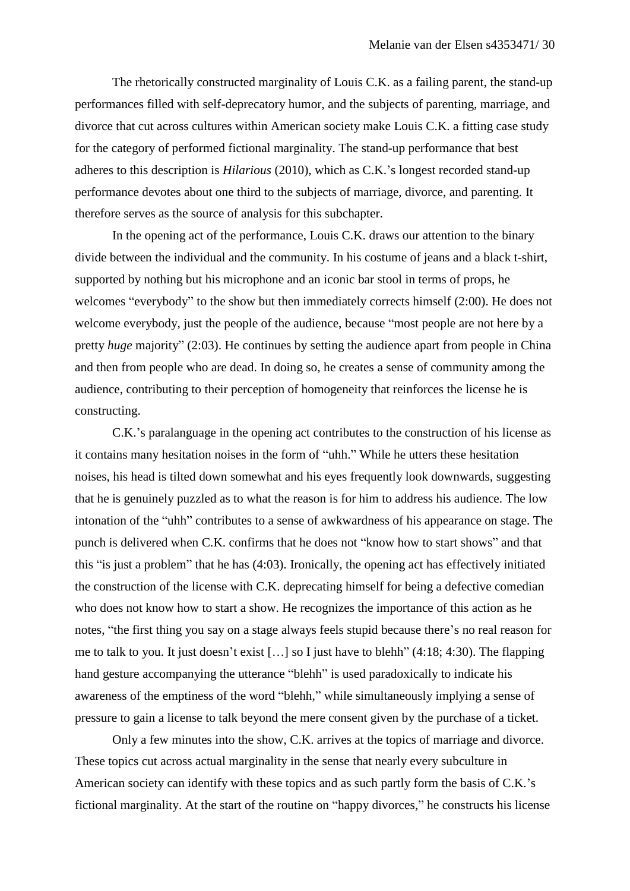The rhetorically constructed marginality of Louis C.K. as a failing parent, the stand-up performances filled with self-deprecatory humor, and the subjects of parenting, marriage, and divorce that cut across cultures within American society make Louis C.K. a fitting case study for the category of performed fictional marginality. The stand-up performance that best adheres to this description is *Hilarious* (2010), which as C.K.'s longest recorded stand-up performance devotes about one third to the subjects of marriage, divorce, and parenting. It therefore serves as the source of analysis for this subchapter.

In the opening act of the performance, Louis C.K. draws our attention to the binary divide between the individual and the community. In his costume of jeans and a black t-shirt, supported by nothing but his microphone and an iconic bar stool in terms of props, he welcomes "everybody" to the show but then immediately corrects himself (2:00). He does not welcome everybody, just the people of the audience, because "most people are not here by a pretty *huge* majority" (2:03). He continues by setting the audience apart from people in China and then from people who are dead. In doing so, he creates a sense of community among the audience, contributing to their perception of homogeneity that reinforces the license he is constructing.

C.K.'s paralanguage in the opening act contributes to the construction of his license as it contains many hesitation noises in the form of "uhh." While he utters these hesitation noises, his head is tilted down somewhat and his eyes frequently look downwards, suggesting that he is genuinely puzzled as to what the reason is for him to address his audience. The low intonation of the "uhh" contributes to a sense of awkwardness of his appearance on stage. The punch is delivered when C.K. confirms that he does not "know how to start shows" and that this "is just a problem" that he has (4:03). Ironically, the opening act has effectively initiated the construction of the license with C.K. deprecating himself for being a defective comedian who does not know how to start a show. He recognizes the importance of this action as he notes, "the first thing you say on a stage always feels stupid because there's no real reason for me to talk to you. It just doesn't exist […] so I just have to blehh" (4:18; 4:30). The flapping hand gesture accompanying the utterance "blehh" is used paradoxically to indicate his awareness of the emptiness of the word "blehh," while simultaneously implying a sense of pressure to gain a license to talk beyond the mere consent given by the purchase of a ticket.

Only a few minutes into the show, C.K. arrives at the topics of marriage and divorce. These topics cut across actual marginality in the sense that nearly every subculture in American society can identify with these topics and as such partly form the basis of C.K.'s fictional marginality. At the start of the routine on "happy divorces," he constructs his license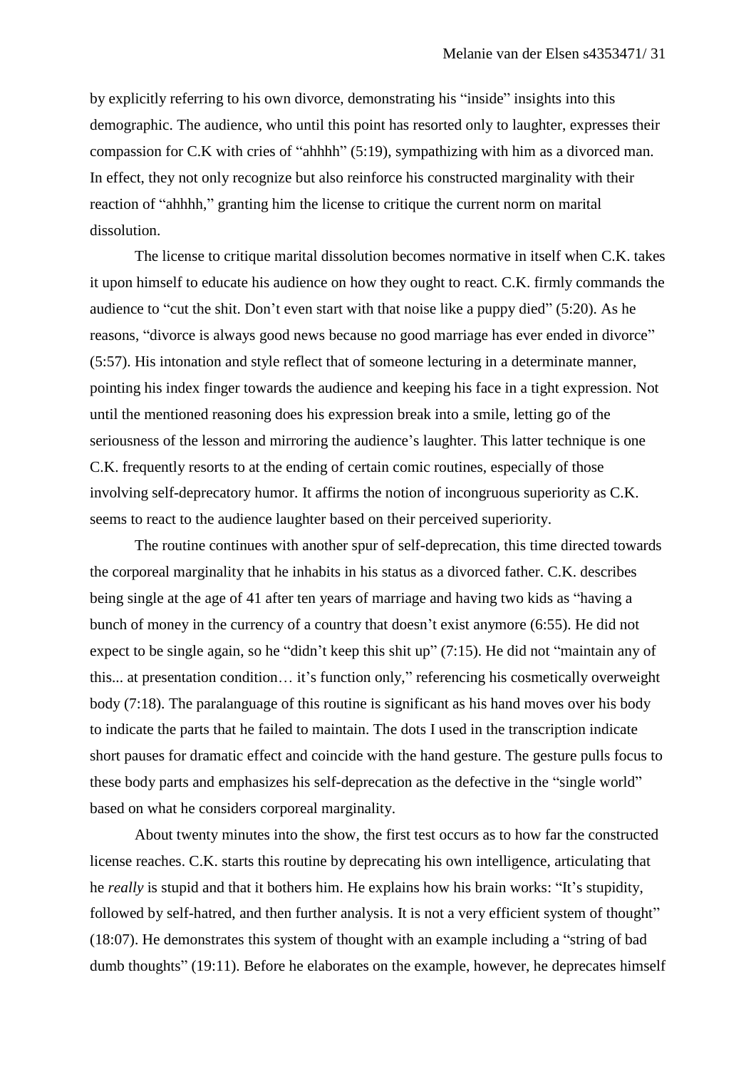by explicitly referring to his own divorce, demonstrating his "inside" insights into this demographic. The audience, who until this point has resorted only to laughter, expresses their compassion for C.K with cries of "ahhhh" (5:19), sympathizing with him as a divorced man. In effect, they not only recognize but also reinforce his constructed marginality with their reaction of "ahhhh," granting him the license to critique the current norm on marital dissolution.

The license to critique marital dissolution becomes normative in itself when C.K. takes it upon himself to educate his audience on how they ought to react. C.K. firmly commands the audience to "cut the shit. Don't even start with that noise like a puppy died" (5:20). As he reasons, "divorce is always good news because no good marriage has ever ended in divorce" (5:57). His intonation and style reflect that of someone lecturing in a determinate manner, pointing his index finger towards the audience and keeping his face in a tight expression. Not until the mentioned reasoning does his expression break into a smile, letting go of the seriousness of the lesson and mirroring the audience's laughter. This latter technique is one C.K. frequently resorts to at the ending of certain comic routines, especially of those involving self-deprecatory humor. It affirms the notion of incongruous superiority as C.K. seems to react to the audience laughter based on their perceived superiority.

The routine continues with another spur of self-deprecation, this time directed towards the corporeal marginality that he inhabits in his status as a divorced father. C.K. describes being single at the age of 41 after ten years of marriage and having two kids as "having a bunch of money in the currency of a country that doesn't exist anymore (6:55). He did not expect to be single again, so he "didn't keep this shit up" (7:15). He did not "maintain any of this... at presentation condition… it's function only," referencing his cosmetically overweight body (7:18). The paralanguage of this routine is significant as his hand moves over his body to indicate the parts that he failed to maintain. The dots I used in the transcription indicate short pauses for dramatic effect and coincide with the hand gesture. The gesture pulls focus to these body parts and emphasizes his self-deprecation as the defective in the "single world" based on what he considers corporeal marginality.

About twenty minutes into the show, the first test occurs as to how far the constructed license reaches. C.K. starts this routine by deprecating his own intelligence, articulating that he *really* is stupid and that it bothers him. He explains how his brain works: "It's stupidity, followed by self-hatred, and then further analysis. It is not a very efficient system of thought" (18:07). He demonstrates this system of thought with an example including a "string of bad dumb thoughts" (19:11). Before he elaborates on the example, however, he deprecates himself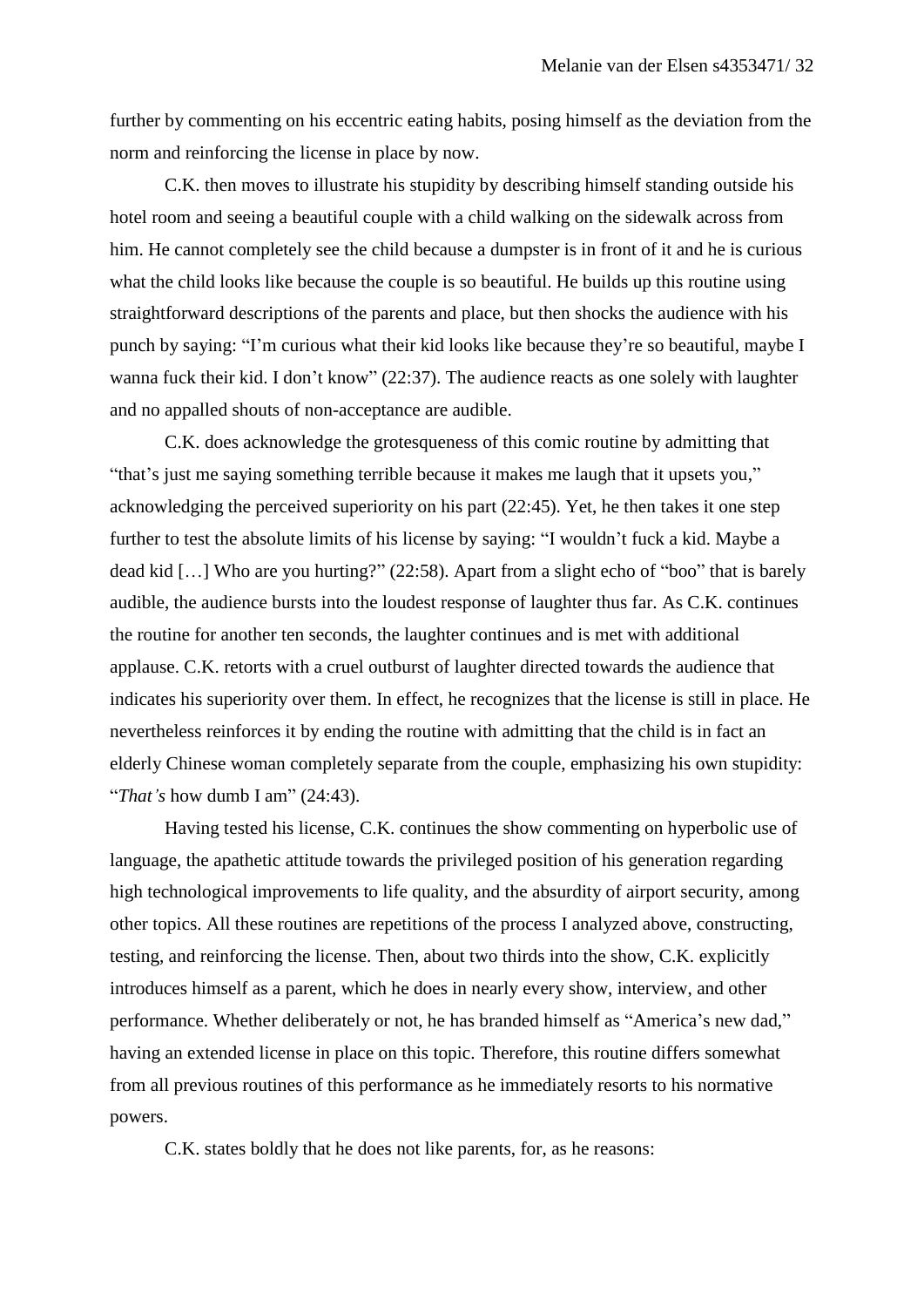further by commenting on his eccentric eating habits, posing himself as the deviation from the norm and reinforcing the license in place by now.

C.K. then moves to illustrate his stupidity by describing himself standing outside his hotel room and seeing a beautiful couple with a child walking on the sidewalk across from him. He cannot completely see the child because a dumpster is in front of it and he is curious what the child looks like because the couple is so beautiful. He builds up this routine using straightforward descriptions of the parents and place, but then shocks the audience with his punch by saying: "I'm curious what their kid looks like because they're so beautiful, maybe I wanna fuck their kid. I don't know" (22:37). The audience reacts as one solely with laughter and no appalled shouts of non-acceptance are audible.

C.K. does acknowledge the grotesqueness of this comic routine by admitting that "that's just me saying something terrible because it makes me laugh that it upsets you," acknowledging the perceived superiority on his part (22:45). Yet, he then takes it one step further to test the absolute limits of his license by saying: "I wouldn't fuck a kid. Maybe a dead kid […] Who are you hurting?" (22:58). Apart from a slight echo of "boo" that is barely audible, the audience bursts into the loudest response of laughter thus far. As C.K. continues the routine for another ten seconds, the laughter continues and is met with additional applause. C.K. retorts with a cruel outburst of laughter directed towards the audience that indicates his superiority over them. In effect, he recognizes that the license is still in place. He nevertheless reinforces it by ending the routine with admitting that the child is in fact an elderly Chinese woman completely separate from the couple, emphasizing his own stupidity: "*That's* how dumb I am" (24:43).

Having tested his license, C.K. continues the show commenting on hyperbolic use of language, the apathetic attitude towards the privileged position of his generation regarding high technological improvements to life quality, and the absurdity of airport security, among other topics. All these routines are repetitions of the process I analyzed above, constructing, testing, and reinforcing the license. Then, about two thirds into the show, C.K. explicitly introduces himself as a parent, which he does in nearly every show, interview, and other performance. Whether deliberately or not, he has branded himself as "America's new dad," having an extended license in place on this topic. Therefore, this routine differs somewhat from all previous routines of this performance as he immediately resorts to his normative powers.

C.K. states boldly that he does not like parents, for, as he reasons: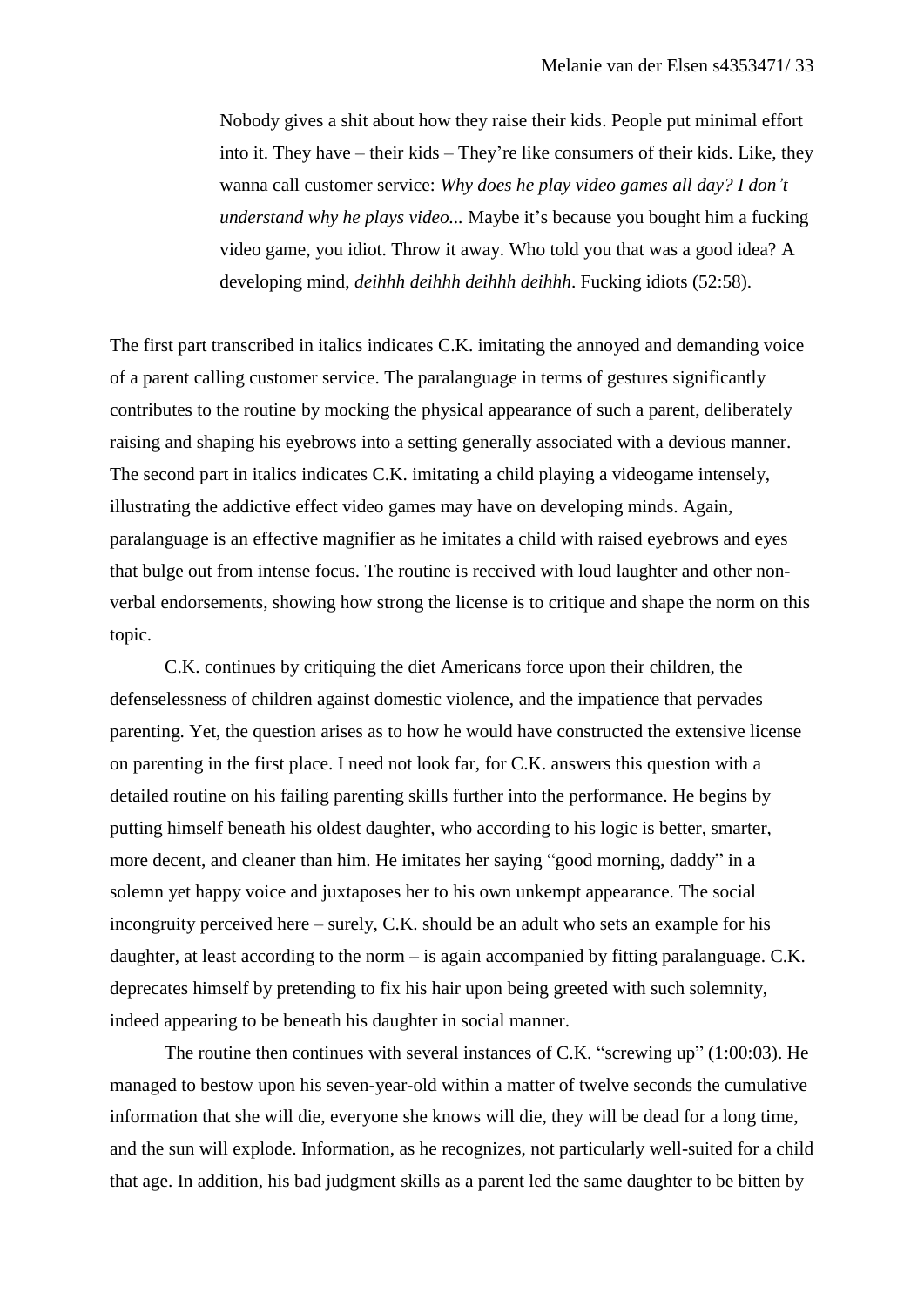> Nobody gives a shit about how they raise their kids. People put minimal effort into it. They have – their kids – They're like consumers of their kids. Like, they wanna call customer service: *Why does he play video games all day? I don't understand why he plays video...* Maybe it's because you bought him a fucking video game, you idiot. Throw it away. Who told you that was a good idea? A developing mind, *deihhh deihhh deihhh deihhh*. Fucking idiots (52:58).

The first part transcribed in italics indicates C.K. imitating the annoyed and demanding voice of a parent calling customer service. The paralanguage in terms of gestures significantly contributes to the routine by mocking the physical appearance of such a parent, deliberately raising and shaping his eyebrows into a setting generally associated with a devious manner. The second part in italics indicates C.K. imitating a child playing a videogame intensely, illustrating the addictive effect video games may have on developing minds. Again, paralanguage is an effective magnifier as he imitates a child with raised eyebrows and eyes that bulge out from intense focus. The routine is received with loud laughter and other non-verbal endorsements, showing how strong the license is to critique and shape the norm on this topic.

C.K. continues by critiquing the diet Americans force upon their children, the defenselessness of children against domestic violence, and the impatience that pervades parenting. Yet, the question arises as to how he would have constructed the extensive license on parenting in the first place. I need not look far, for C.K. answers this question with a detailed routine on his failing parenting skills further into the performance. He begins by putting himself beneath his oldest daughter, who according to his logic is better, smarter, more decent, and cleaner than him. He imitates her saying "good morning, daddy" in a solemn yet happy voice and juxtaposes her to his own unkempt appearance. The social incongruity perceived here – surely, C.K. should be an adult who sets an example for his daughter, at least according to the norm – is again accompanied by fitting paralanguage. C.K. deprecates himself by pretending to fix his hair upon being greeted with such solemnity, indeed appearing to be beneath his daughter in social manner.

The routine then continues with several instances of C.K. "screwing up" (1:00:03). He managed to bestow upon his seven-year-old within a matter of twelve seconds the cumulative information that she will die, everyone she knows will die, they will be dead for a long time, and the sun will explode. Information, as he recognizes, not particularly well-suited for a child that age. In addition, his bad judgment skills as a parent led the same daughter to be bitten by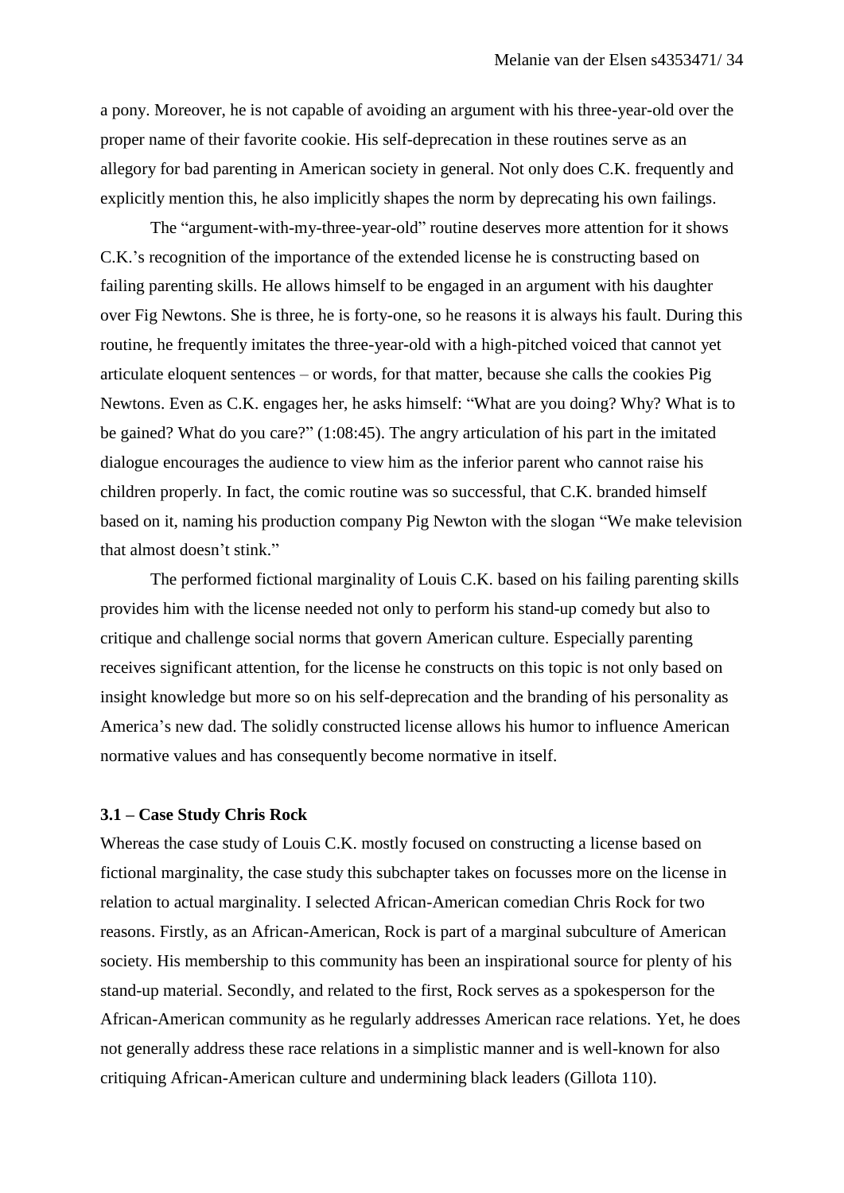a pony. Moreover, he is not capable of avoiding an argument with his three-year-old over the proper name of their favorite cookie. His self-deprecation in these routines serve as an allegory for bad parenting in American society in general. Not only does C.K. frequently and explicitly mention this, he also implicitly shapes the norm by deprecating his own failings.

The "argument-with-my-three-year-old" routine deserves more attention for it shows C.K.'s recognition of the importance of the extended license he is constructing based on failing parenting skills. He allows himself to be engaged in an argument with his daughter over Fig Newtons. She is three, he is forty-one, so he reasons it is always his fault. During this routine, he frequently imitates the three-year-old with a high-pitched voiced that cannot yet articulate eloquent sentences – or words, for that matter, because she calls the cookies Pig Newtons. Even as C.K. engages her, he asks himself: "What are you doing? Why? What is to be gained? What do you care?" (1:08:45). The angry articulation of his part in the imitated dialogue encourages the audience to view him as the inferior parent who cannot raise his children properly. In fact, the comic routine was so successful, that C.K. branded himself based on it, naming his production company Pig Newton with the slogan "We make television that almost doesn't stink."

The performed fictional marginality of Louis C.K. based on his failing parenting skills provides him with the license needed not only to perform his stand-up comedy but also to critique and challenge social norms that govern American culture. Especially parenting receives significant attention, for the license he constructs on this topic is not only based on insight knowledge but more so on his self-deprecation and the branding of his personality as America's new dad. The solidly constructed license allows his humor to influence American normative values and has consequently become normative in itself.

### 3.1 – Case Study Chris Rock

Whereas the case study of Louis C.K. mostly focused on constructing a license based on fictional marginality, the case study this subchapter takes on focusses more on the license in relation to actual marginality. I selected African-American comedian Chris Rock for two reasons. Firstly, as an African-American, Rock is part of a marginal subculture of American society. His membership to this community has been an inspirational source for plenty of his stand-up material. Secondly, and related to the first, Rock serves as a spokesperson for the African-American community as he regularly addresses American race relations. Yet, he does not generally address these race relations in a simplistic manner and is well-known for also critiquing African-American culture and undermining black leaders (Gillota 110).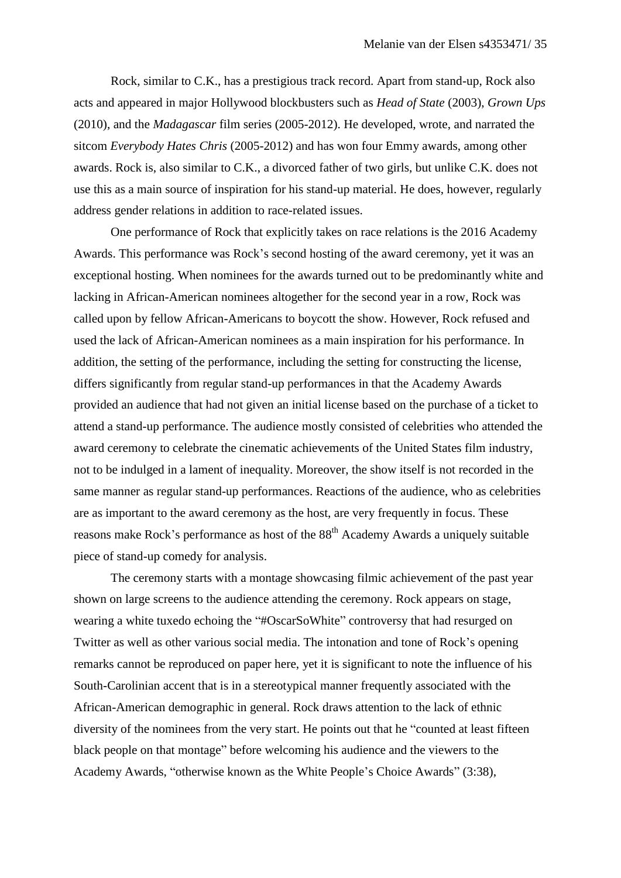Rock, similar to C.K., has a prestigious track record. Apart from stand-up, Rock also acts and appeared in major Hollywood blockbusters such as *Head of State* (2003), *Grown Ups* (2010), and the *Madagascar* film series (2005-2012). He developed, wrote, and narrated the sitcom *Everybody Hates Chris* (2005-2012) and has won four Emmy awards, among other awards. Rock is, also similar to C.K., a divorced father of two girls, but unlike C.K. does not use this as a main source of inspiration for his stand-up material. He does, however, regularly address gender relations in addition to race-related issues.

One performance of Rock that explicitly takes on race relations is the 2016 Academy Awards. This performance was Rock's second hosting of the award ceremony, yet it was an exceptional hosting. When nominees for the awards turned out to be predominantly white and lacking in African-American nominees altogether for the second year in a row, Rock was called upon by fellow African-Americans to boycott the show. However, Rock refused and used the lack of African-American nominees as a main inspiration for his performance. In addition, the setting of the performance, including the setting for constructing the license, differs significantly from regular stand-up performances in that the Academy Awards provided an audience that had not given an initial license based on the purchase of a ticket to attend a stand-up performance. The audience mostly consisted of celebrities who attended the award ceremony to celebrate the cinematic achievements of the United States film industry, not to be indulged in a lament of inequality. Moreover, the show itself is not recorded in the same manner as regular stand-up performances. Reactions of the audience, who as celebrities are as important to the award ceremony as the host, are very frequently in focus. These reasons make Rock's performance as host of the 88th Academy Awards a uniquely suitable piece of stand-up comedy for analysis.

The ceremony starts with a montage showcasing filmic achievement of the past year shown on large screens to the audience attending the ceremony. Rock appears on stage, wearing a white tuxedo echoing the "#OscarSoWhite" controversy that had resurged on Twitter as well as other various social media. The intonation and tone of Rock's opening remarks cannot be reproduced on paper here, yet it is significant to note the influence of his South-Carolinian accent that is in a stereotypical manner frequently associated with the African-American demographic in general. Rock draws attention to the lack of ethnic diversity of the nominees from the very start. He points out that he "counted at least fifteen black people on that montage" before welcoming his audience and the viewers to the Academy Awards, "otherwise known as the White People's Choice Awards" (3:38),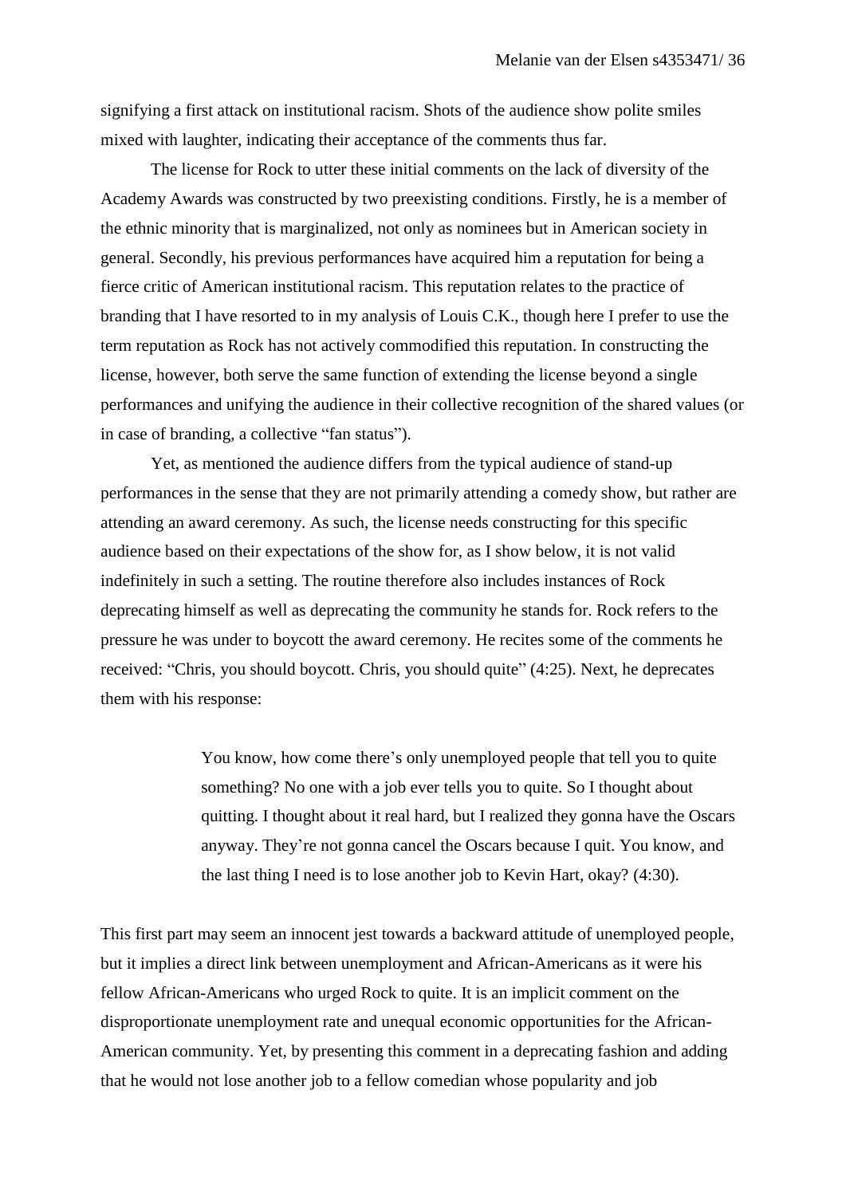signifying a first attack on institutional racism. Shots of the audience show polite smiles mixed with laughter, indicating their acceptance of the comments thus far.

The license for Rock to utter these initial comments on the lack of diversity of the Academy Awards was constructed by two preexisting conditions. Firstly, he is a member of the ethnic minority that is marginalized, not only as nominees but in American society in general. Secondly, his previous performances have acquired him a reputation for being a fierce critic of American institutional racism. This reputation relates to the practice of branding that I have resorted to in my analysis of Louis C.K., though here I prefer to use the term reputation as Rock has not actively commodified this reputation. In constructing the license, however, both serve the same function of extending the license beyond a single performances and unifying the audience in their collective recognition of the shared values (or in case of branding, a collective "fan status").

Yet, as mentioned the audience differs from the typical audience of stand-up performances in the sense that they are not primarily attending a comedy show, but rather are attending an award ceremony. As such, the license needs constructing for this specific audience based on their expectations of the show for, as I show below, it is not valid indefinitely in such a setting. The routine therefore also includes instances of Rock deprecating himself as well as deprecating the community he stands for. Rock refers to the pressure he was under to boycott the award ceremony. He recites some of the comments he received: "Chris, you should boycott. Chris, you should quite" (4:25). Next, he deprecates them with his response:

> You know, how come there's only unemployed people that tell you to quite something? No one with a job ever tells you to quite. So I thought about quitting. I thought about it real hard, but I realized they gonna have the Oscars anyway. They're not gonna cancel the Oscars because I quit. You know, and the last thing I need is to lose another job to Kevin Hart, okay? (4:30).

This first part may seem an innocent jest towards a backward attitude of unemployed people, but it implies a direct link between unemployment and African-Americans as it were his fellow African-Americans who urged Rock to quite. It is an implicit comment on the disproportionate unemployment rate and unequal economic opportunities for the African-American community. Yet, by presenting this comment in a deprecating fashion and adding that he would not lose another job to a fellow comedian whose popularity and job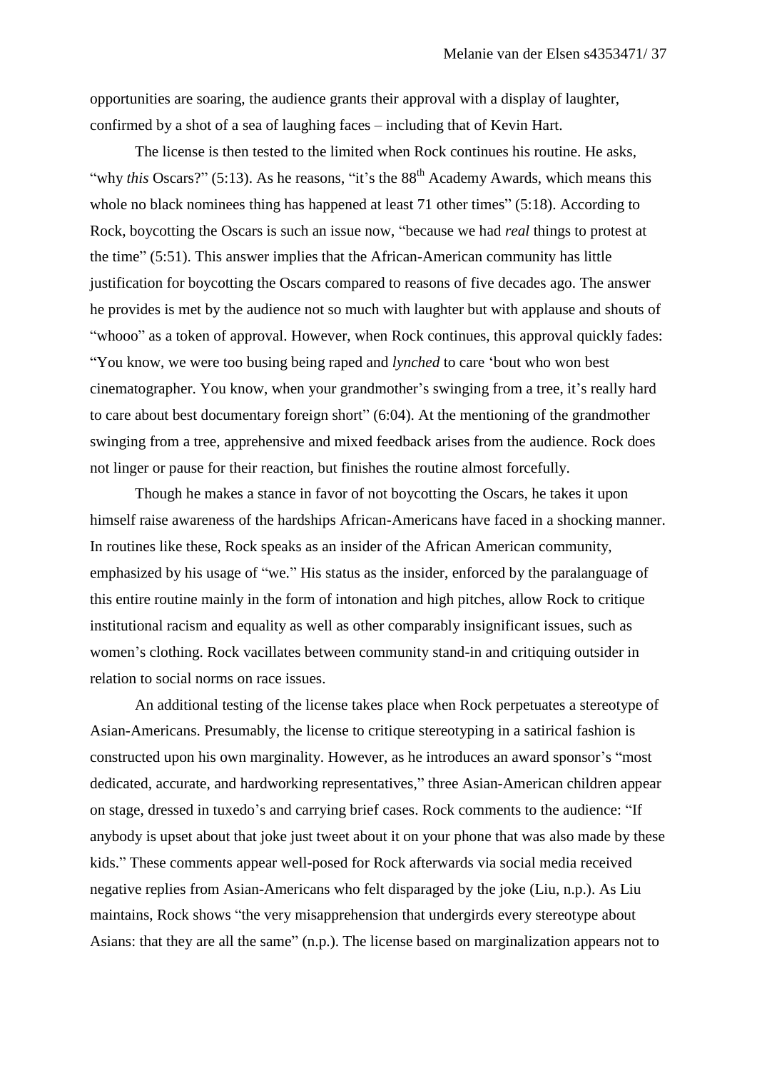opportunities are soaring, the audience grants their approval with a display of laughter, confirmed by a shot of a sea of laughing faces – including that of Kevin Hart.

The license is then tested to the limited when Rock continues his routine. He asks, "why *this* Oscars?" (5:13). As he reasons, "it's the 88th Academy Awards, which means this whole no black nominees thing has happened at least 71 other times" (5:18). According to Rock, boycotting the Oscars is such an issue now, "because we had *real* things to protest at the time" (5:51). This answer implies that the African-American community has little justification for boycotting the Oscars compared to reasons of five decades ago. The answer he provides is met by the audience not so much with laughter but with applause and shouts of "whooo" as a token of approval. However, when Rock continues, this approval quickly fades: "You know, we were too busing being raped and *lynched* to care 'bout who won best cinematographer. You know, when your grandmother's swinging from a tree, it's really hard to care about best documentary foreign short" (6:04). At the mentioning of the grandmother swinging from a tree, apprehensive and mixed feedback arises from the audience. Rock does not linger or pause for their reaction, but finishes the routine almost forcefully.

Though he makes a stance in favor of not boycotting the Oscars, he takes it upon himself raise awareness of the hardships African-Americans have faced in a shocking manner. In routines like these, Rock speaks as an insider of the African American community, emphasized by his usage of "we." His status as the insider, enforced by the paralanguage of this entire routine mainly in the form of intonation and high pitches, allow Rock to critique institutional racism and equality as well as other comparably insignificant issues, such as women's clothing. Rock vacillates between community stand-in and critiquing outsider in relation to social norms on race issues.

An additional testing of the license takes place when Rock perpetuates a stereotype of Asian-Americans. Presumably, the license to critique stereotyping in a satirical fashion is constructed upon his own marginality. However, as he introduces an award sponsor's "most dedicated, accurate, and hardworking representatives," three Asian-American children appear on stage, dressed in tuxedo's and carrying brief cases. Rock comments to the audience: "If anybody is upset about that joke just tweet about it on your phone that was also made by these kids." These comments appear well-posed for Rock afterwards via social media received negative replies from Asian-Americans who felt disparaged by the joke (Liu, n.p.). As Liu maintains, Rock shows "the very misapprehension that undergirds every stereotype about Asians: that they are all the same" (n.p.). The license based on marginalization appears not to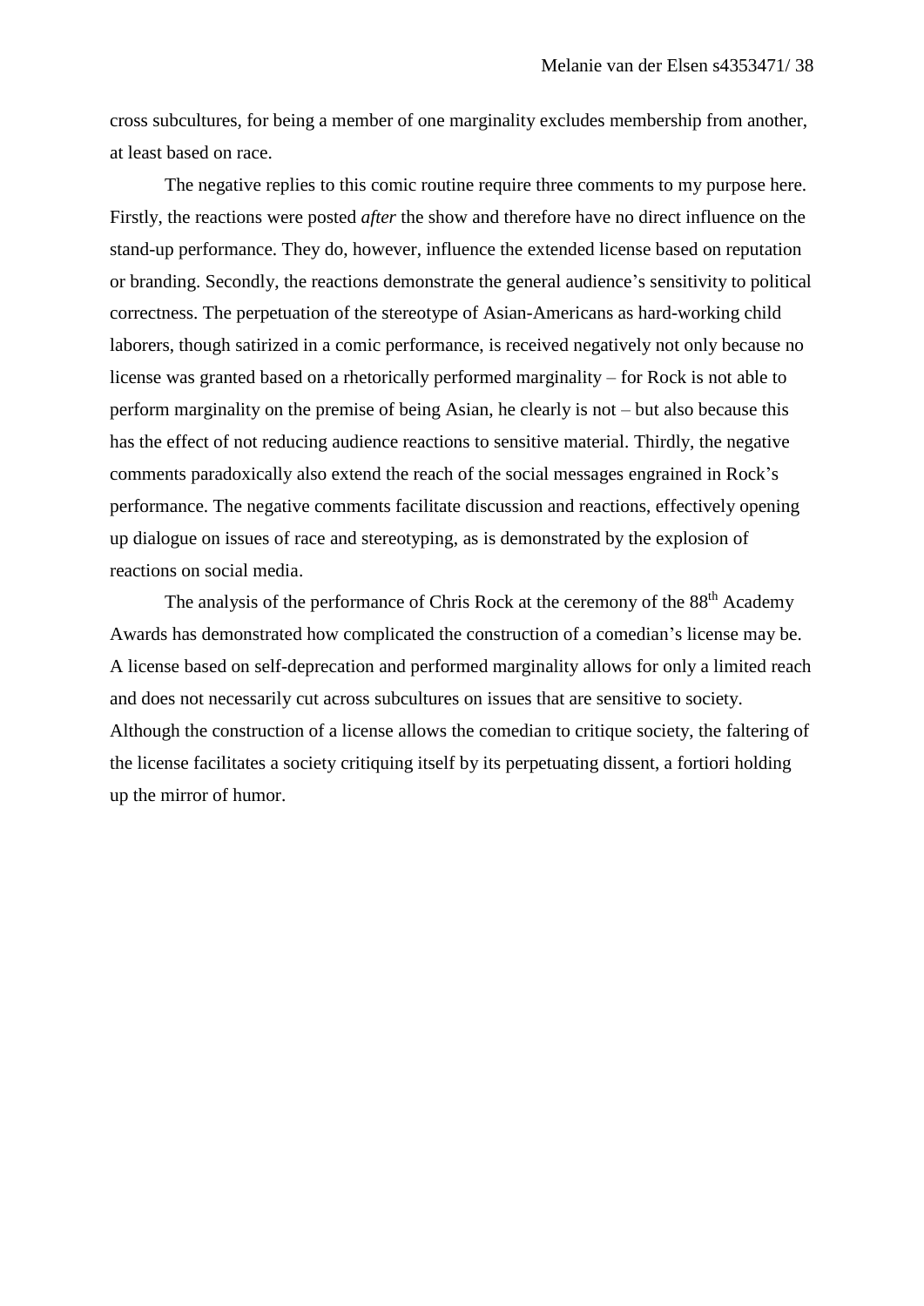cross subcultures, for being a member of one marginality excludes membership from another, at least based on race.

The negative replies to this comic routine require three comments to my purpose here. Firstly, the reactions were posted *after* the show and therefore have no direct influence on the stand-up performance. They do, however, influence the extended license based on reputation or branding. Secondly, the reactions demonstrate the general audience's sensitivity to political correctness. The perpetuation of the stereotype of Asian-Americans as hard-working child laborers, though satirized in a comic performance, is received negatively not only because no license was granted based on a rhetorically performed marginality – for Rock is not able to perform marginality on the premise of being Asian, he clearly is not – but also because this has the effect of not reducing audience reactions to sensitive material. Thirdly, the negative comments paradoxically also extend the reach of the social messages engrained in Rock's performance. The negative comments facilitate discussion and reactions, effectively opening up dialogue on issues of race and stereotyping, as is demonstrated by the explosion of reactions on social media.

The analysis of the performance of Chris Rock at the ceremony of the 88th Academy Awards has demonstrated how complicated the construction of a comedian's license may be. A license based on self-deprecation and performed marginality allows for only a limited reach and does not necessarily cut across subcultures on issues that are sensitive to society. Although the construction of a license allows the comedian to critique society, the faltering of the license facilitates a society critiquing itself by its perpetuating dissent, a fortiori holding up the mirror of humor.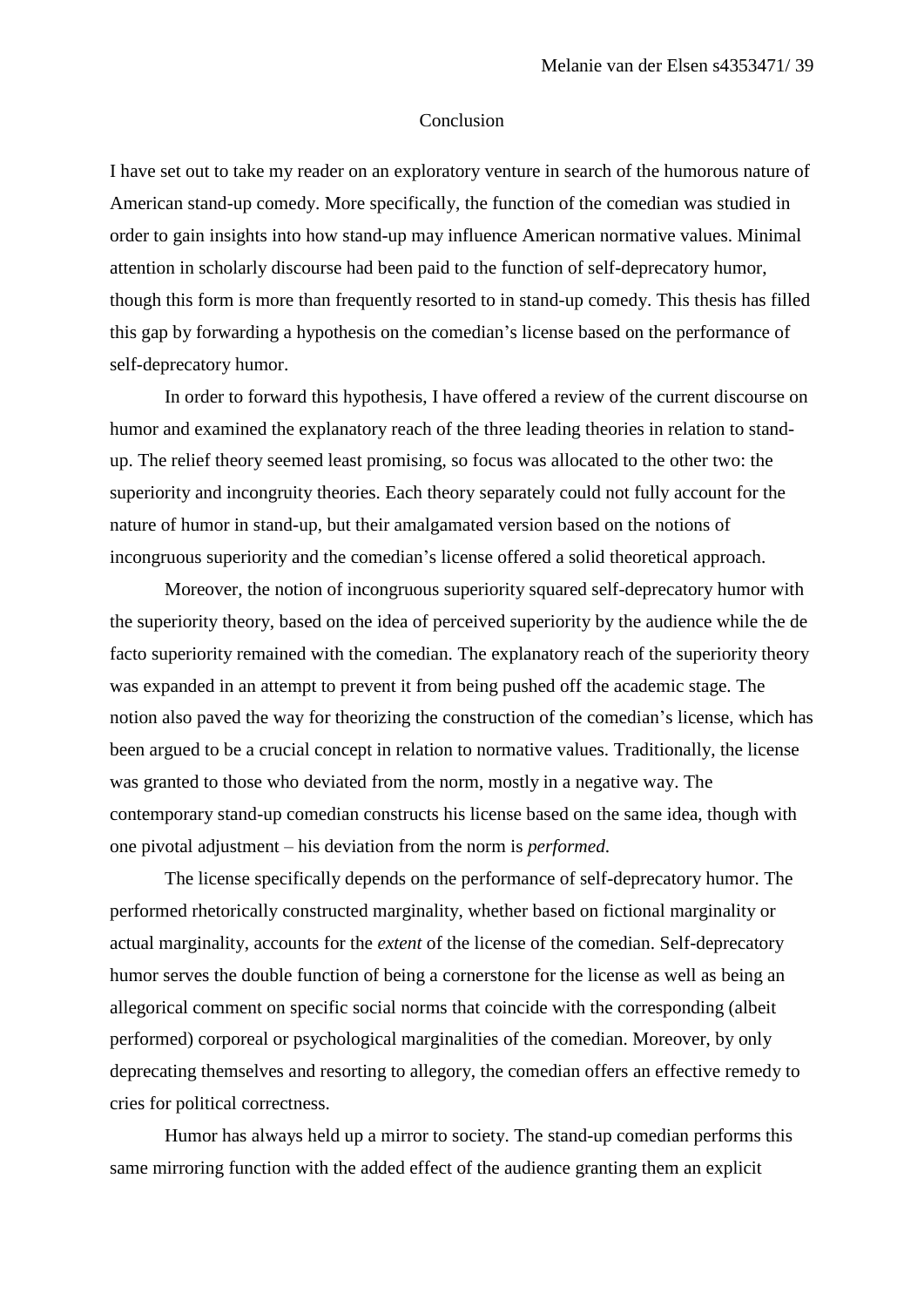# Conclusion

I have set out to take my reader on an exploratory venture in search of the humorous nature of American stand-up comedy. More specifically, the function of the comedian was studied in order to gain insights into how stand-up may influence American normative values. Minimal attention in scholarly discourse had been paid to the function of self-deprecatory humor, though this form is more than frequently resorted to in stand-up comedy. This thesis has filled this gap by forwarding a hypothesis on the comedian's license based on the performance of self-deprecatory humor.

In order to forward this hypothesis, I have offered a review of the current discourse on humor and examined the explanatory reach of the three leading theories in relation to stand-up. The relief theory seemed least promising, so focus was allocated to the other two: the superiority and incongruity theories. Each theory separately could not fully account for the nature of humor in stand-up, but their amalgamated version based on the notions of incongruous superiority and the comedian's license offered a solid theoretical approach.

Moreover, the notion of incongruous superiority squared self-deprecatory humor with the superiority theory, based on the idea of perceived superiority by the audience while the de facto superiority remained with the comedian. The explanatory reach of the superiority theory was expanded in an attempt to prevent it from being pushed off the academic stage. The notion also paved the way for theorizing the construction of the comedian's license, which has been argued to be a crucial concept in relation to normative values. Traditionally, the license was granted to those who deviated from the norm, mostly in a negative way. The contemporary stand-up comedian constructs his license based on the same idea, though with one pivotal adjustment – his deviation from the norm is *performed*.

The license specifically depends on the performance of self-deprecatory humor. The performed rhetorically constructed marginality, whether based on fictional marginality or actual marginality, accounts for the *extent* of the license of the comedian. Self-deprecatory humor serves the double function of being a cornerstone for the license as well as being an allegorical comment on specific social norms that coincide with the corresponding (albeit performed) corporeal or psychological marginalities of the comedian. Moreover, by only deprecating themselves and resorting to allegory, the comedian offers an effective remedy to cries for political correctness.

Humor has always held up a mirror to society. The stand-up comedian performs this same mirroring function with the added effect of the audience granting them an explicit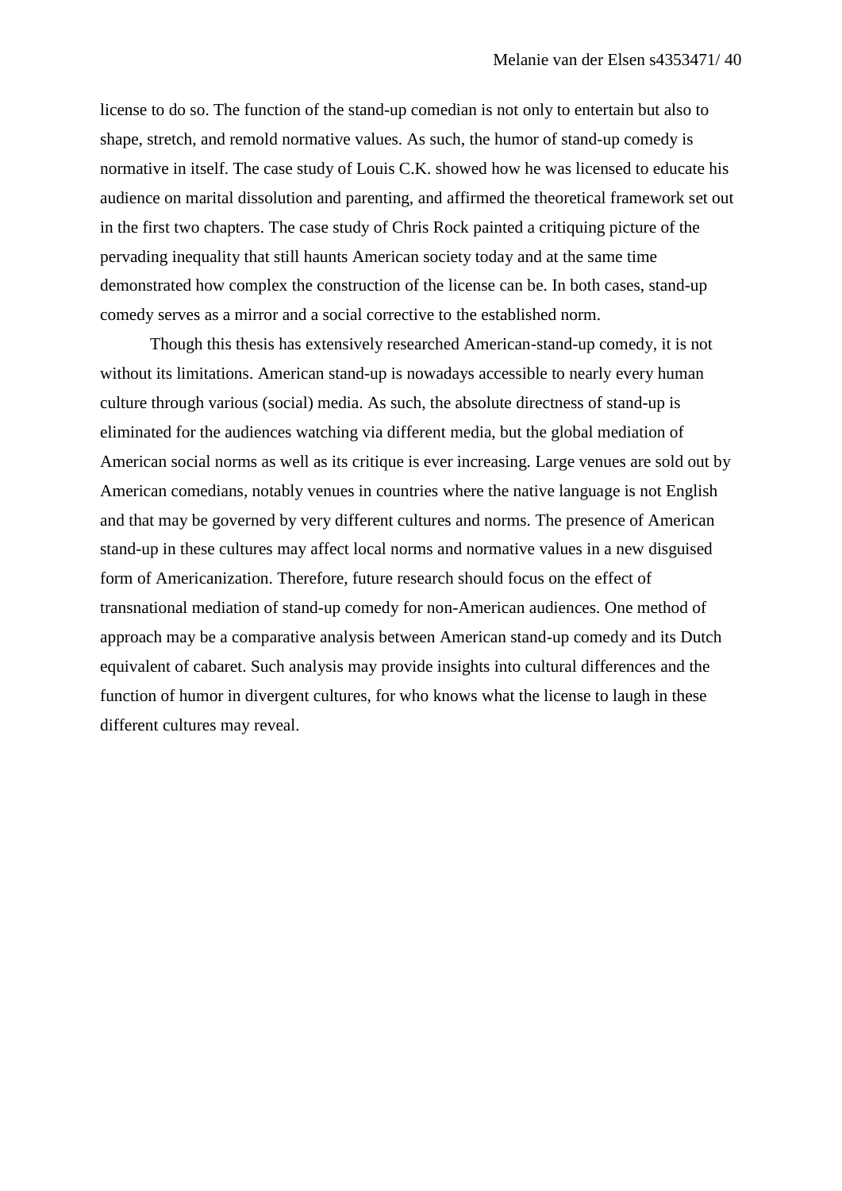license to do so. The function of the stand-up comedian is not only to entertain but also to shape, stretch, and remold normative values. As such, the humor of stand-up comedy is normative in itself. The case study of Louis C.K. showed how he was licensed to educate his audience on marital dissolution and parenting, and affirmed the theoretical framework set out in the first two chapters. The case study of Chris Rock painted a critiquing picture of the pervading inequality that still haunts American society today and at the same time demonstrated how complex the construction of the license can be. In both cases, stand-up comedy serves as a mirror and a social corrective to the established norm.

Though this thesis has extensively researched American-stand-up comedy, it is not without its limitations. American stand-up is nowadays accessible to nearly every human culture through various (social) media. As such, the absolute directness of stand-up is eliminated for the audiences watching via different media, but the global mediation of American social norms as well as its critique is ever increasing. Large venues are sold out by American comedians, notably venues in countries where the native language is not English and that may be governed by very different cultures and norms. The presence of American stand-up in these cultures may affect local norms and normative values in a new disguised form of Americanization. Therefore, future research should focus on the effect of transnational mediation of stand-up comedy for non-American audiences. One method of approach may be a comparative analysis between American stand-up comedy and its Dutch equivalent of cabaret. Such analysis may provide insights into cultural differences and the function of humor in divergent cultures, for who knows what the license to laugh in these different cultures may reveal.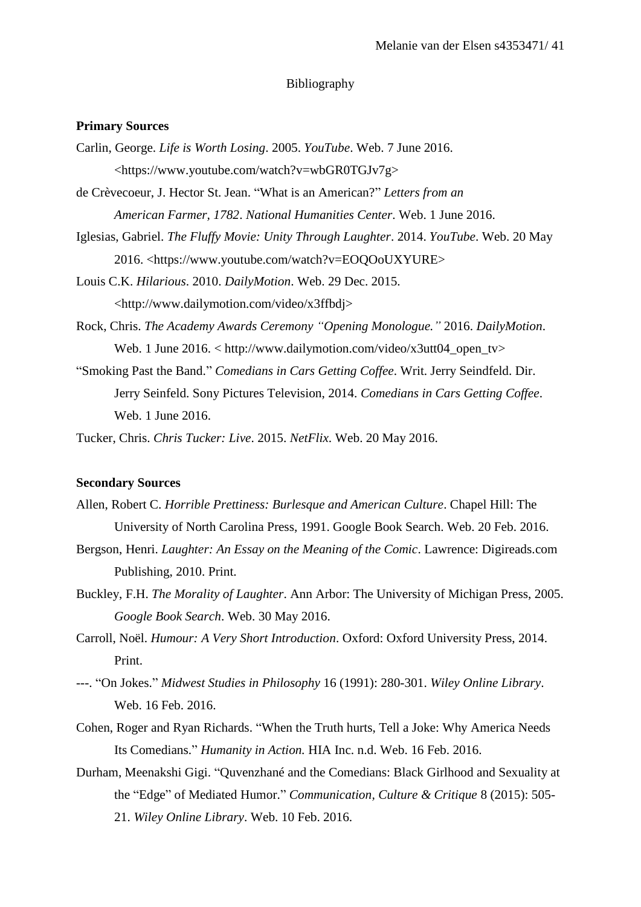Bibliography

**Primary Sources**

Carlin, George. *Life is Worth Losing*. 2005. *YouTube*. Web. 7 June 2016. <https://www.youtube.com/watch?v=wbGR0TGJv7g>

de Crèvecoeur, J. Hector St. Jean. "What is an American?" *Letters from an American Farmer, 1782*. *National Humanities Center*. Web. 1 June 2016.

Iglesias, Gabriel. *The Fluffy Movie: Unity Through Laughter*. 2014. *YouTube*. Web. 20 May 2016. <https://www.youtube.com/watch?v=EOQOoUXYURE>

Louis C.K. *Hilarious*. 2010. *DailyMotion*. Web. 29 Dec. 2015. <http://www.dailymotion.com/video/x3ffbdj>

Rock, Chris. *The Academy Awards Ceremony "Opening Monologue."* 2016. *DailyMotion*. Web. 1 June 2016. < http://www.dailymotion.com/video/x3utt04_open_tv>

"Smoking Past the Band." *Comedians in Cars Getting Coffee*. Writ. Jerry Seindfeld. Dir. Jerry Seinfeld. Sony Pictures Television, 2014. *Comedians in Cars Getting Coffee*. Web. 1 June 2016.

Tucker, Chris. *Chris Tucker: Live*. 2015. *NetFlix*. Web. 20 May 2016.

**Secondary Sources**

Allen, Robert C. *Horrible Prettiness: Burlesque and American Culture*. Chapel Hill: The University of North Carolina Press, 1991. Google Book Search. Web. 20 Feb. 2016.

Bergson, Henri. *Laughter: An Essay on the Meaning of the Comic*. Lawrence: Digireads.com Publishing, 2010. Print.

Buckley, F.H. *The Morality of Laughter*. Ann Arbor: The University of Michigan Press, 2005. *Google Book Search*. Web. 30 May 2016.

Carroll, Noël. *Humour: A Very Short Introduction*. Oxford: Oxford University Press, 2014. Print.

---. "On Jokes." *Midwest Studies in Philosophy* 16 (1991): 280-301. *Wiley Online Library*. Web. 16 Feb. 2016.

Cohen, Roger and Ryan Richards. "When the Truth hurts, Tell a Joke: Why America Needs Its Comedians." *Humanity in Action.* HIA Inc. n.d. Web. 16 Feb. 2016.

Durham, Meenakshi Gigi. "Quvenzhané and the Comedians: Black Girlhood and Sexuality at the "Edge" of Mediated Humor." *Communication, Culture & Critique* 8 (2015): 505-21. *Wiley Online Library*. Web. 10 Feb. 2016.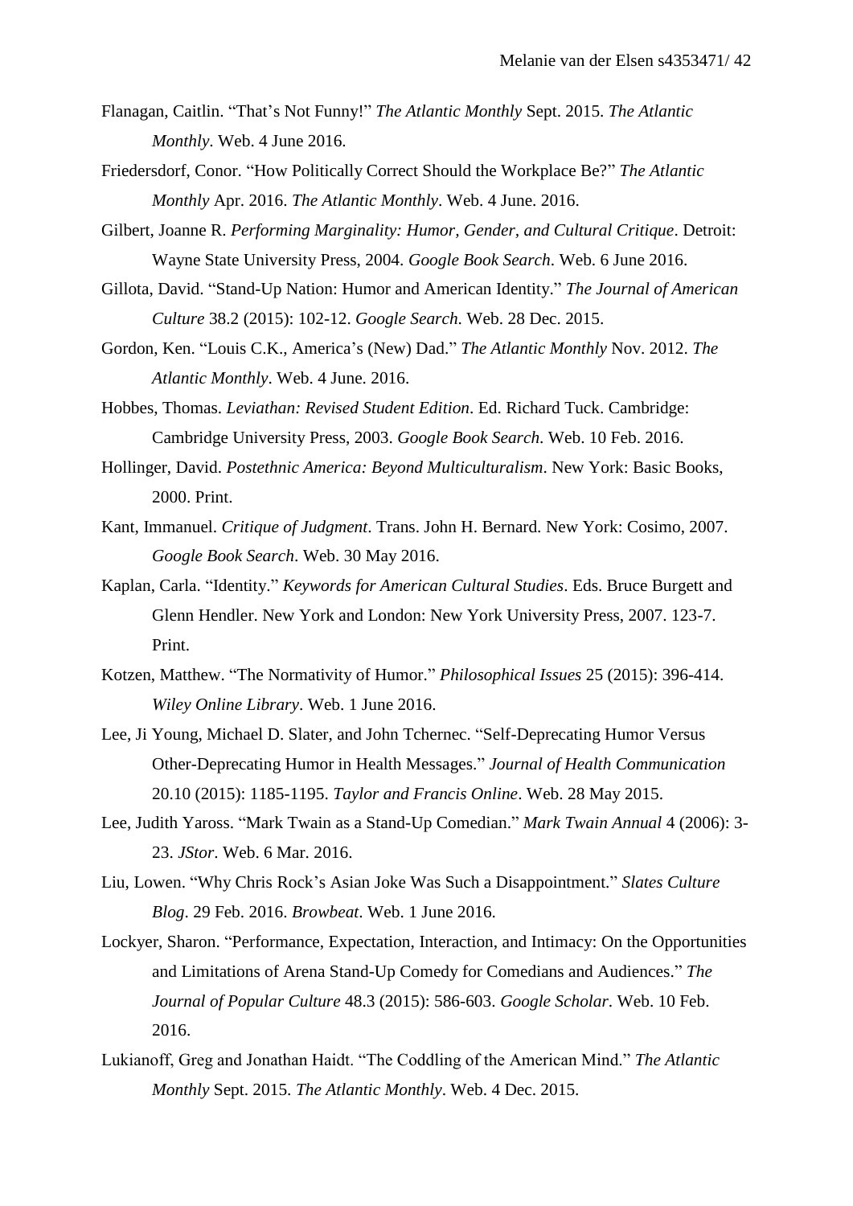Flanagan, Caitlin. “That’s Not Funny!” *The Atlantic Monthly* Sept. 2015. *The Atlantic Monthly*. Web. 4 June 2016.

Friedersdorf, Conor. “How Politically Correct Should the Workplace Be?” *The Atlantic Monthly* Apr. 2016. *The Atlantic Monthly*. Web. 4 June. 2016.

Gilbert, Joanne R. *Performing Marginality: Humor, Gender, and Cultural Critique*. Detroit: Wayne State University Press, 2004. *Google Book Search*. Web. 6 June 2016.

Gillota, David. “Stand-Up Nation: Humor and American Identity.” *The Journal of American Culture* 38.2 (2015): 102-12. *Google Search*. Web. 28 Dec. 2015.

Gordon, Ken. “Louis C.K., America’s (New) Dad.” *The Atlantic Monthly* Nov. 2012. *The Atlantic Monthly*. Web. 4 June. 2016.

Hobbes, Thomas. *Leviathan: Revised Student Edition*. Ed. Richard Tuck. Cambridge: Cambridge University Press, 2003. *Google Book Search*. Web. 10 Feb. 2016.

Hollinger, David. *Postethnic America: Beyond Multiculturalism*. New York: Basic Books, 2000. Print.

Kant, Immanuel. *Critique of Judgment*. Trans. John H. Bernard. New York: Cosimo, 2007. *Google Book Search*. Web. 30 May 2016.

Kaplan, Carla. “Identity.” *Keywords for American Cultural Studies*. Eds. Bruce Burgett and Glenn Hendler. New York and London: New York University Press, 2007. 123-7. Print.

Kotzen, Matthew. “The Normativity of Humor.” *Philosophical Issues* 25 (2015): 396-414. *Wiley Online Library*. Web. 1 June 2016.

Lee, Ji Young, Michael D. Slater, and John Tchernec. “Self-Deprecating Humor Versus Other-Deprecating Humor in Health Messages.” *Journal of Health Communication* 20.10 (2015): 1185-1195. *Taylor and Francis Online*. Web. 28 May 2015.

Lee, Judith Yaross. “Mark Twain as a Stand-Up Comedian.” *Mark Twain Annual* 4 (2006): 3-23. *JStor*. Web. 6 Mar. 2016.

Liu, Lowen. “Why Chris Rock’s Asian Joke Was Such a Disappointment.” *Slates Culture Blog*. 29 Feb. 2016. *Browbeat*. Web. 1 June 2016.

Lockyer, Sharon. “Performance, Expectation, Interaction, and Intimacy: On the Opportunities and Limitations of Arena Stand-Up Comedy for Comedians and Audiences.” *The Journal of Popular Culture* 48.3 (2015): 586-603. *Google Scholar*. Web. 10 Feb. 2016.

Lukianoff, Greg and Jonathan Haidt. “The Coddling of the American Mind.” *The Atlantic Monthly* Sept. 2015. *The Atlantic Monthly*. Web. 4 Dec. 2015.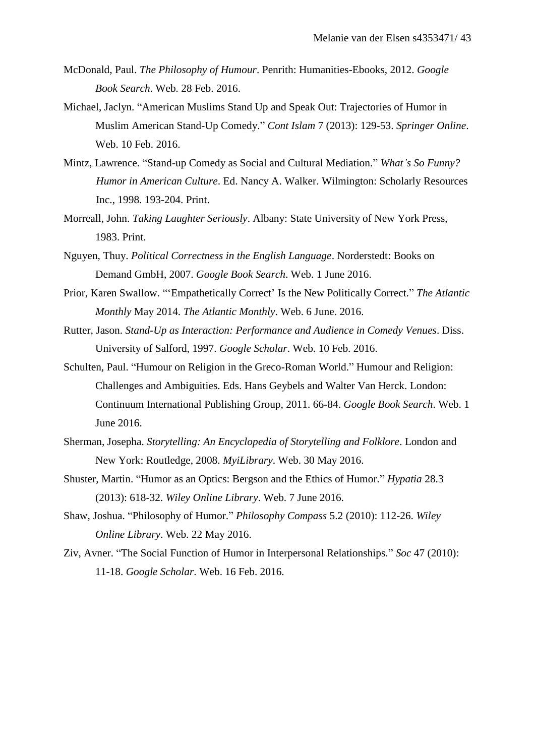McDonald, Paul. *The Philosophy of Humour*. Penrith: Humanities-Ebooks, 2012. *Google Book Search.* Web. 28 Feb. 2016.

Michael, Jaclyn. "American Muslims Stand Up and Speak Out: Trajectories of Humor in Muslim American Stand-Up Comedy." *Cont Islam* 7 (2013): 129-53. *Springer Online*. Web. 10 Feb. 2016.

Mintz, Lawrence. "Stand-up Comedy as Social and Cultural Mediation." *What's So Funny? Humor in American Culture*. Ed. Nancy A. Walker. Wilmington: Scholarly Resources Inc., 1998. 193-204. Print.

Morreall, John. *Taking Laughter Seriously*. Albany: State University of New York Press, 1983. Print.

Nguyen, Thuy. *Political Correctness in the English Language*. Norderstedt: Books on Demand GmbH, 2007. *Google Book Search*. Web. 1 June 2016.

Prior, Karen Swallow. "'Empathetically Correct' Is the New Politically Correct." *The Atlantic Monthly* May 2014. *The Atlantic Monthly*. Web. 6 June. 2016.

Rutter, Jason. *Stand-Up as Interaction: Performance and Audience in Comedy Venues*. Diss. University of Salford, 1997. *Google Scholar*. Web. 10 Feb. 2016.

Schulten, Paul. "Humour on Religion in the Greco-Roman World." Humour and Religion: Challenges and Ambiguities. Eds. Hans Geybels and Walter Van Herck. London: Continuum International Publishing Group, 2011. 66-84. *Google Book Search*. Web. 1 June 2016.

Sherman, Josepha. *Storytelling: An Encyclopedia of Storytelling and Folklore*. London and New York: Routledge, 2008. *MyiLibrary*. Web. 30 May 2016.

Shuster, Martin. "Humor as an Optics: Bergson and the Ethics of Humor." *Hypatia* 28.3 (2013): 618-32. *Wiley Online Library*. Web. 7 June 2016.

Shaw, Joshua. "Philosophy of Humor." *Philosophy Compass* 5.2 (2010): 112-26. *Wiley Online Library*. Web. 22 May 2016.

Ziv, Avner. "The Social Function of Humor in Interpersonal Relationships." *Soc* 47 (2010): 11-18. *Google Scholar*. Web. 16 Feb. 2016.